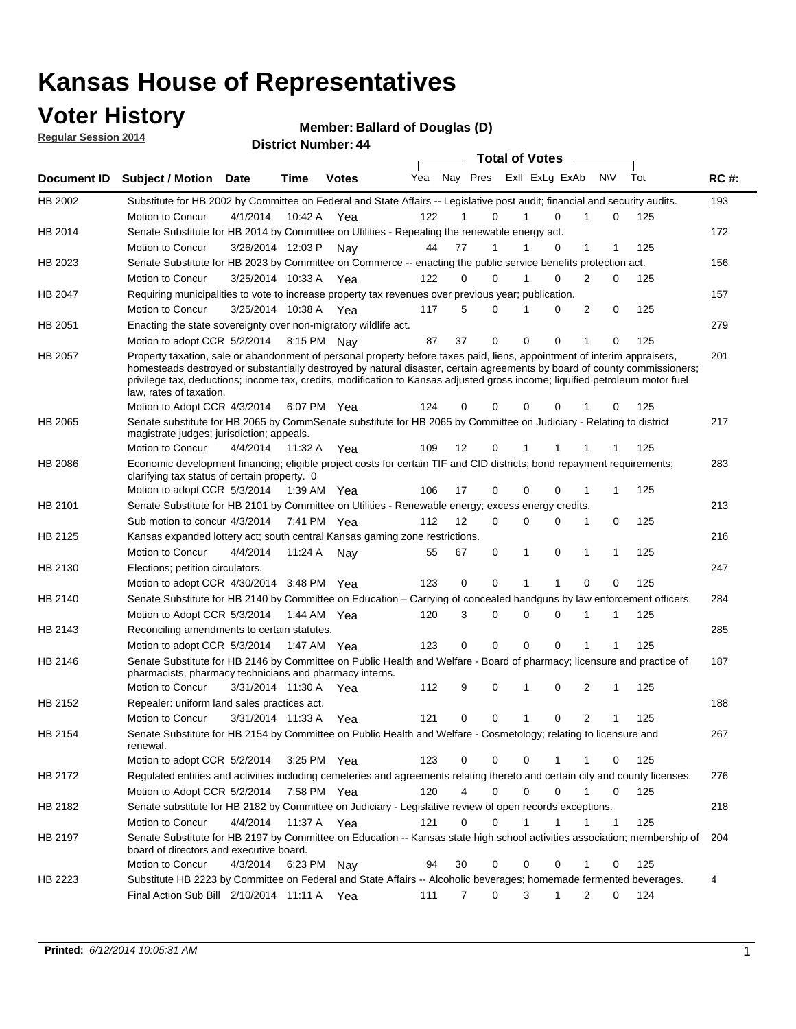# Kansas House of Representatives

## Voter History

**Regular Session 2014**

**Member: Ballard of Douglas (D)**

**District Number: 44**

| Document ID | Subject / Motion | Date | Time | Votes | Yea | Nay | Pres | ExII | ExLg | ExAb | N\V | Tot | RC #: |
|---|---|---|---|---|---|---|---|---|---|---|---|---|---|
| HB 2002 | Substitute for HB 2002 by Committee on Federal and State Affairs -- Legislative post audit; financial and security audits. | | | | | | | | | | | | 193 |
| | Motion to Concur | 4/1/2014 | 10:42 A | Yea | 122 | 1 | 0 | 1 | 0 | 1 | 0 | 125 | |
| HB 2014 | Senate Substitute for HB 2014 by Committee on Utilities - Repealing the renewable energy act. | | | | | | | | | | | | 172 |
| | Motion to Concur | 3/26/2014 | 12:03 P | Nay | 44 | 77 | 1 | 1 | 0 | 1 | 1 | 125 | |
| HB 2023 | Senate Substitute for HB 2023 by Committee on Commerce -- enacting the public service benefits protection act. | | | | | | | | | | | | 156 |
| | Motion to Concur | 3/25/2014 | 10:33 A | Yea | 122 | 0 | 0 | 1 | 0 | 2 | 0 | 125 | |
| HB 2047 | Requiring municipalities to vote to increase property tax revenues over previous year; publication. | | | | | | | | | | | | 157 |
| | Motion to Concur | 3/25/2014 | 10:38 A | Yea | 117 | 5 | 0 | 1 | 0 | 2 | 0 | 125 | |
| HB 2051 | Enacting the state sovereignty over non-migratory wildlife act. | | | | | | | | | | | | 279 |
| | Motion to adopt CCR | 5/2/2014 | 8:15 PM | Nay | 87 | 37 | 0 | 0 | 0 | 1 | 0 | 125 | |
| HB 2057 | Property taxation, sale or abandonment of personal property before taxes paid, liens, appointment of interim appraisers, homesteads destroyed or substantially destroyed by natural disaster, certain agreements by board of county commissioners; privilege tax, deductions; income tax, credits, modification to Kansas adjusted gross income; liquified petroleum motor fuel law, rates of taxation. | | | | | | | | | | | | 201 |
| | Motion to Adopt CCR | 4/3/2014 | 6:07 PM | Yea | 124 | 0 | 0 | 0 | 0 | 1 | 0 | 125 | |
| HB 2065 | Senate substitute for HB 2065 by CommSenate substitute for HB 2065 by Committee on Judiciary - Relating to district magistrate judges; jurisdiction; appeals. | | | | | | | | | | | | 217 |
| | Motion to Concur | 4/4/2014 | 11:32 A | Yea | 109 | 12 | 0 | 1 | 1 | 1 | 1 | 125 | |
| HB 2086 | Economic development financing; eligible project costs for certain TIF and CID districts; bond repayment requirements; clarifying tax status of certain property. 0 | | | | | | | | | | | | 283 |
| | Motion to adopt CCR | 5/3/2014 | 1:39 AM | Yea | 106 | 17 | 0 | 0 | 0 | 1 | 1 | 125 | |
| HB 2101 | Senate Substitute for HB 2101 by Committee on Utilities - Renewable energy; excess energy credits. | | | | | | | | | | | | 213 |
| | Sub motion to concur | 4/3/2014 | 7:41 PM | Yea | 112 | 12 | 0 | 0 | 0 | 1 | 0 | 125 | |
| HB 2125 | Kansas expanded lottery act; south central Kansas gaming zone restrictions. | | | | | | | | | | | | 216 |
| | Motion to Concur | 4/4/2014 | 11:24 A | Nay | 55 | 67 | 0 | 1 | 0 | 1 | 1 | 125 | |
| HB 2130 | Elections; petition circulators. | | | | | | | | | | | | 247 |
| | Motion to adopt CCR | 4/30/2014 | 3:48 PM | Yea | 123 | 0 | 0 | 1 | 1 | 0 | 0 | 125 | |
| HB 2140 | Senate Substitute for HB 2140 by Committee on Education – Carrying of concealed handguns by law enforcement officers. | | | | | | | | | | | | 284 |
| | Motion to Adopt CCR | 5/3/2014 | 1:44 AM | Yea | 120 | 3 | 0 | 0 | 0 | 1 | 1 | 125 | |
| HB 2143 | Reconciling amendments to certain statutes. | | | | | | | | | | | | 285 |
| | Motion to adopt CCR | 5/3/2014 | 1:47 AM | Yea | 123 | 0 | 0 | 0 | 0 | 1 | 1 | 125 | |
| HB 2146 | Senate Substitute for HB 2146 by Committee on Public Health and Welfare - Board of pharmacy; licensure and practice of pharmacists, pharmacy technicians and pharmacy interns. | | | | | | | | | | | | 187 |
| | Motion to Concur | 3/31/2014 | 11:30 A | Yea | 112 | 9 | 0 | 1 | 0 | 2 | 1 | 125 | |
| HB 2152 | Repealer: uniform land sales practices act. | | | | | | | | | | | | 188 |
| | Motion to Concur | 3/31/2014 | 11:33 A | Yea | 121 | 0 | 0 | 1 | 0 | 2 | 1 | 125 | |
| HB 2154 | Senate Substitute for HB 2154 by Committee on Public Health and Welfare - Cosmetology; relating to licensure and renewal. | | | | | | | | | | | | 267 |
| | Motion to adopt CCR | 5/2/2014 | 3:25 PM | Yea | 123 | 0 | 0 | 0 | 1 | 1 | 0 | 125 | |
| HB 2172 | Regulated entities and activities including cemeteries and agreements relating thereto and certain city and county licenses. | | | | | | | | | | | | 276 |
| | Motion to Adopt CCR | 5/2/2014 | 7:58 PM | Yea | 120 | 4 | 0 | 0 | 0 | 1 | 0 | 125 | |
| HB 2182 | Senate substitute for HB 2182 by Committee on Judiciary - Legislative review of open records exceptions. | | | | | | | | | | | | 218 |
| | Motion to Concur | 4/4/2014 | 11:37 A | Yea | 121 | 0 | 0 | 1 | 1 | 1 | 1 | 125 | |
| HB 2197 | Senate Substitute for HB 2197 by Committee on Education -- Kansas state high school activities association; membership of board of directors and executive board. | | | | | | | | | | | | 204 |
| | Motion to Concur | 4/3/2014 | 6:23 PM | Nay | 94 | 30 | 0 | 0 | 0 | 1 | 0 | 125 | |
| HB 2223 | Substitute HB 2223 by Committee on Federal and State Affairs -- Alcoholic beverages; homemade fermented beverages. | | | | | | | | | | | | 4 |
| | Final Action Sub Bill | 2/10/2014 | 11:11 A | Yea | 111 | 7 | 0 | 3 | 1 | 2 | 0 | 124 | |

**Printed:** *6/12/2014 10:05:31 AM*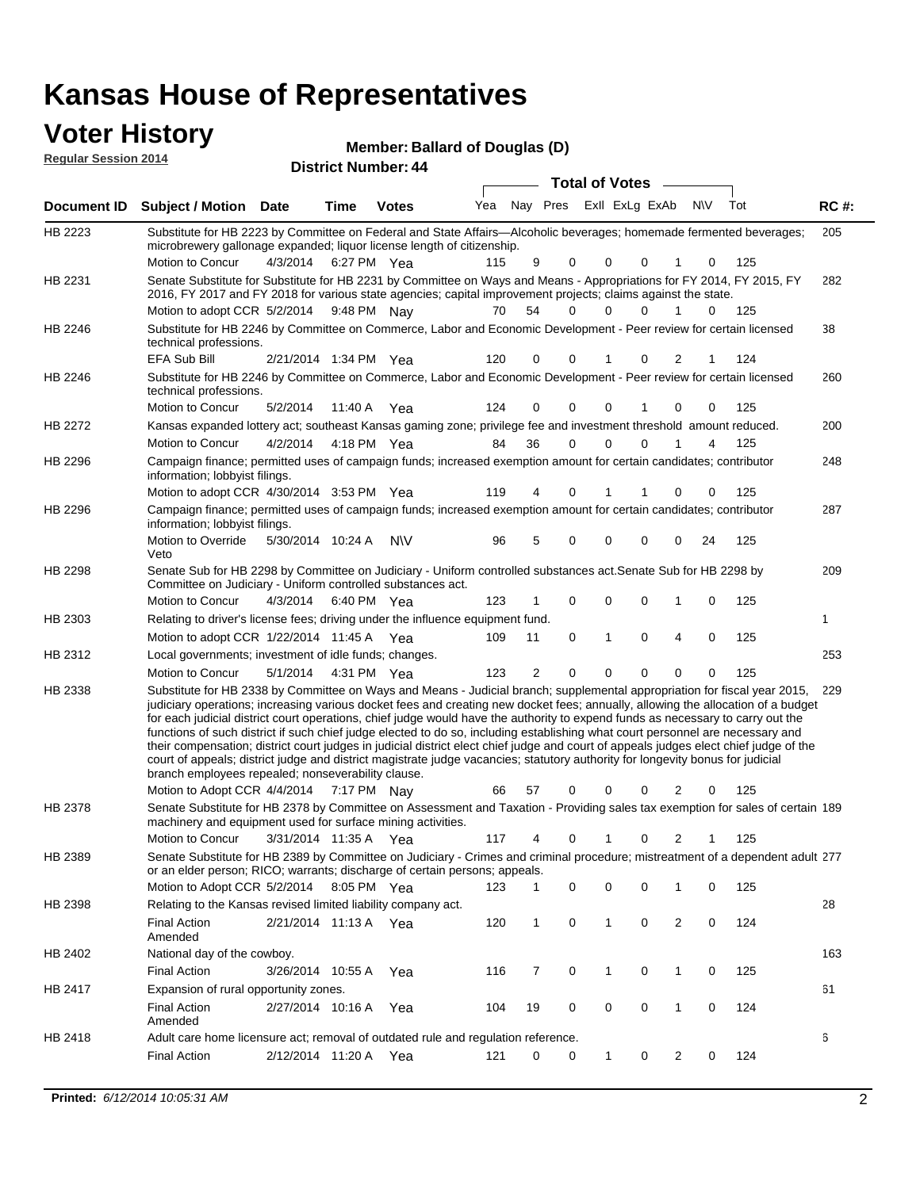# Kansas House of Representatives

## Voter History

**Regular Session 2014**

**Member: Ballard of Douglas (D)**

**District Number: 44**

| Document ID | Subject / Motion | Date | Time | Votes | Yea | Nay | Pres | ExII | ExLg | ExAb | N\V | Tot | RC #: |
|---|---|---|---|---|---|---|---|---|---|---|---|---|---|
| HB 2223 | Substitute for HB 2223 by Committee on Federal and State Affairs—Alcoholic beverages; homemade fermented beverages; microbrewery gallonage expanded; liquor license length of citizenship. | | | | | | | | | | | | 205 |
| | Motion to Concur | 4/3/2014 | 6:27 PM | Yea | 115 | 9 | 0 | 0 | 0 | 1 | 0 | 125 | |
| HB 2231 | Senate Substitute for Substitute for HB 2231 by Committee on Ways and Means - Appropriations for FY 2014, FY 2015, FY 2016, FY 2017 and FY 2018 for various state agencies; capital improvement projects; claims against the state. | | | | | | | | | | | | 282 |
| | Motion to adopt CCR | 5/2/2014 | 9:48 PM | Nay | 70 | 54 | 0 | 0 | 0 | 1 | 0 | 125 | |
| HB 2246 | Substitute for HB 2246 by Committee on Commerce, Labor and Economic Development - Peer review for certain licensed technical professions. | | | | | | | | | | | | 38 |
| | EFA Sub Bill | 2/21/2014 | 1:34 PM | Yea | 120 | 0 | 0 | 1 | 0 | 2 | 1 | 124 | |
| HB 2246 | Substitute for HB 2246 by Committee on Commerce, Labor and Economic Development - Peer review for certain licensed technical professions. | | | | | | | | | | | | 260 |
| | Motion to Concur | 5/2/2014 | 11:40 A | Yea | 124 | 0 | 0 | 0 | 1 | 0 | 0 | 125 | |
| HB 2272 | Kansas expanded lottery act; southeast Kansas gaming zone; privilege fee and investment threshold amount reduced. | | | | | | | | | | | | 200 |
| | Motion to Concur | 4/2/2014 | 4:18 PM | Yea | 84 | 36 | 0 | 0 | 0 | 1 | 4 | 125 | |
| HB 2296 | Campaign finance; permitted uses of campaign funds; increased exemption amount for certain candidates; contributor information; lobbyist filings. | | | | | | | | | | | | 248 |
| | Motion to adopt CCR | 4/30/2014 | 3:53 PM | Yea | 119 | 4 | 0 | 1 | 1 | 0 | 0 | 125 | |
| HB 2296 | Campaign finance; permitted uses of campaign funds; increased exemption amount for certain candidates; contributor information; lobbyist filings. | | | | | | | | | | | | 287 |
| | Motion to Override Veto | 5/30/2014 | 10:24 A | N\V | 96 | 5 | 0 | 0 | 0 | 0 | 24 | 125 | |
| HB 2298 | Senate Sub for HB 2298 by Committee on Judiciary - Uniform controlled substances act.Senate Sub for HB 2298 by Committee on Judiciary - Uniform controlled substances act. | | | | | | | | | | | | 209 |
| | Motion to Concur | 4/3/2014 | 6:40 PM | Yea | 123 | 1 | 0 | 0 | 0 | 1 | 0 | 125 | |
| HB 2303 | Relating to driver's license fees; driving under the influence equipment fund. | | | | | | | | | | | | 1 |
| | Motion to adopt CCR | 1/22/2014 | 11:45 A | Yea | 109 | 11 | 0 | 1 | 0 | 4 | 0 | 125 | |
| HB 2312 | Local governments; investment of idle funds; changes. | | | | | | | | | | | | 253 |
| | Motion to Concur | 5/1/2014 | 4:31 PM | Yea | 123 | 2 | 0 | 0 | 0 | 0 | 0 | 125 | |
| HB 2338 | Substitute for HB 2338 by Committee on Ways and Means - Judicial branch; supplemental appropriation for fiscal year 2015, judiciary operations; increasing various docket fees and creating new docket fees; annually, allowing the allocation of a budget for each judicial district court operations, chief judge would have the authority to expend funds as necessary to carry out the functions of such district if such chief judge elected to do so, including establishing what court personnel are necessary and their compensation; district court judges in judicial district elect chief judge and court of appeals judges elect chief judge of the court of appeals; district judge and district magistrate judge vacancies; statutory authority for longevity bonus for judicial branch employees repealed; nonseverability clause. | | | | | | | | | | | | 229 |
| | Motion to Adopt CCR | 4/4/2014 | 7:17 PM | Nay | 66 | 57 | 0 | 0 | 0 | 2 | 0 | 125 | |
| HB 2378 | Senate Substitute for HB 2378 by Committee on Assessment and Taxation - Providing sales tax exemption for sales of certain machinery and equipment used for surface mining activities. | | | | | | | | | | | | 189 |
| | Motion to Concur | 3/31/2014 | 11:35 A | Yea | 117 | 4 | 0 | 1 | 0 | 2 | 1 | 125 | |
| HB 2389 | Senate Substitute for HB 2389 by Committee on Judiciary - Crimes and criminal procedure; mistreatment of a dependent adult or an elder person; RICO; warrants; discharge of certain persons; appeals. | | | | | | | | | | | | 277 |
| | Motion to Adopt CCR | 5/2/2014 | 8:05 PM | Yea | 123 | 1 | 0 | 0 | 0 | 1 | 0 | 125 | |
| HB 2398 | Relating to the Kansas revised limited liability company act. | | | | | | | | | | | | 28 |
| | Final Action Amended | 2/21/2014 | 11:13 A | Yea | 120 | 1 | 0 | 1 | 0 | 2 | 0 | 124 | |
| HB 2402 | National day of the cowboy. | | | | | | | | | | | | 163 |
| | Final Action | 3/26/2014 | 10:55 A | Yea | 116 | 7 | 0 | 1 | 0 | 1 | 0 | 125 | |
| HB 2417 | Expansion of rural opportunity zones. | | | | | | | | | | | | 61 |
| | Final Action Amended | 2/27/2014 | 10:16 A | Yea | 104 | 19 | 0 | 0 | 0 | 1 | 0 | 124 | |
| HB 2418 | Adult care home licensure act; removal of outdated rule and regulation reference. | | | | | | | | | | | | 6 |
| | Final Action | 2/12/2014 | 11:20 A | Yea | 121 | 0 | 0 | 1 | 0 | 2 | 0 | 124 | |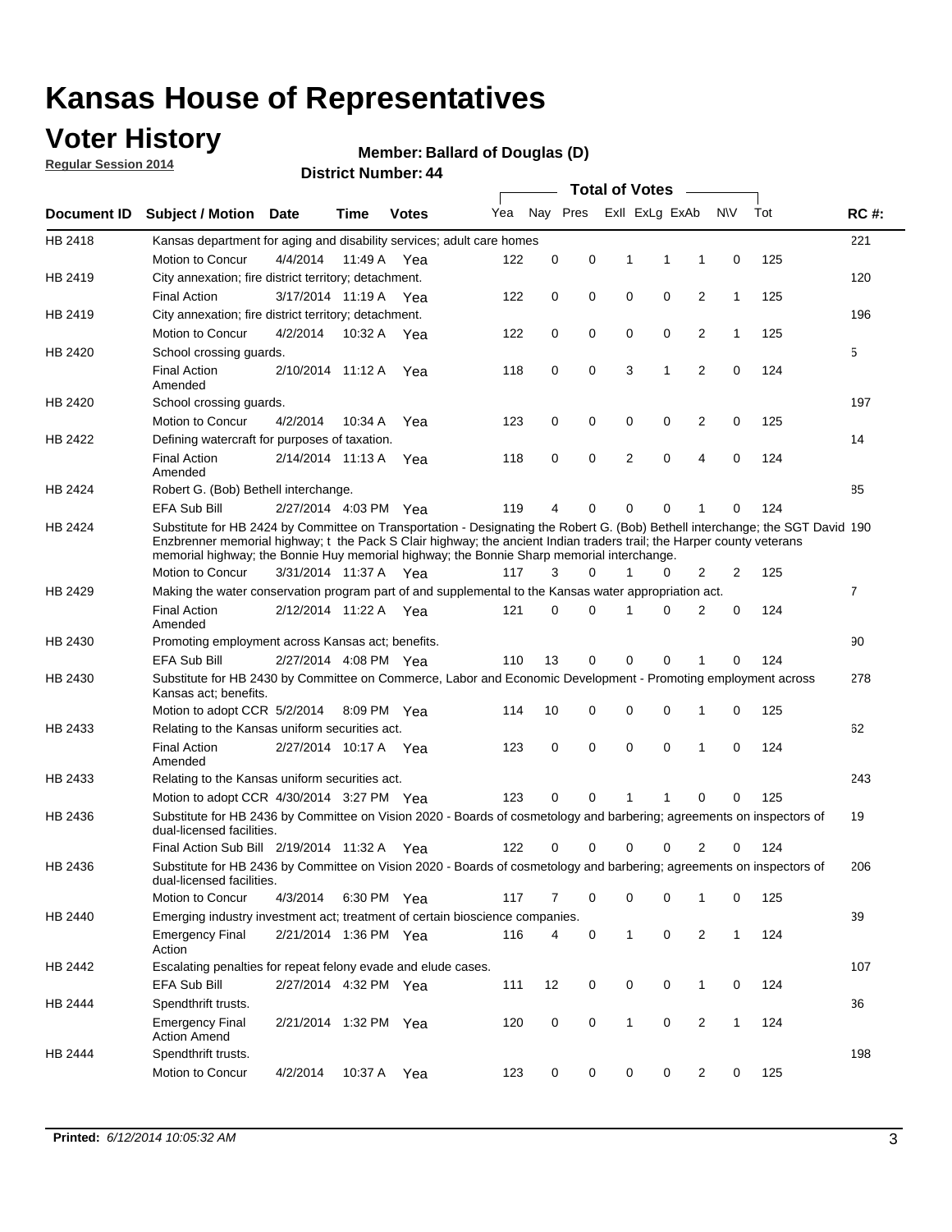# Kansas House of Representatives

## Voter History

**Regular Session 2014**

**Member: Ballard of Douglas (D)**

**District Number: 44**

| Document ID | Subject / Motion | Date | Time | Votes | Yea | Nay | Pres | ExII | ExLg | ExAb | N\V | Tot | RC #: |
|---|---|---|---|---|---|---|---|---|---|---|---|---|---|
| HB 2418 | Kansas department for aging and disability services; adult care homes | | | | | | | | | | | | 221 |
| | Motion to Concur | 4/4/2014 | 11:49 A | Yea | 122 | 0 | 0 | 1 | 1 | 1 | 0 | 125 | |
| HB 2419 | City annexation; fire district territory; detachment. | | | | | | | | | | | | 120 |
| | Final Action | 3/17/2014 | 11:19 A | Yea | 122 | 0 | 0 | 0 | 0 | 2 | 1 | 125 | |
| HB 2419 | City annexation; fire district territory; detachment. | | | | | | | | | | | | 196 |
| | Motion to Concur | 4/2/2014 | 10:32 A | Yea | 122 | 0 | 0 | 0 | 0 | 2 | 1 | 125 | |
| HB 2420 | School crossing guards. | | | | | | | | | | | | 5 |
| | Final Action Amended | 2/10/2014 | 11:12 A | Yea | 118 | 0 | 0 | 3 | 1 | 2 | 0 | 124 | |
| HB 2420 | School crossing guards. | | | | | | | | | | | | 197 |
| | Motion to Concur | 4/2/2014 | 10:34 A | Yea | 123 | 0 | 0 | 0 | 0 | 2 | 0 | 125 | |
| HB 2422 | Defining watercraft for purposes of taxation. | | | | | | | | | | | | 14 |
| | Final Action Amended | 2/14/2014 | 11:13 A | Yea | 118 | 0 | 0 | 2 | 0 | 4 | 0 | 124 | |
| HB 2424 | Robert G. (Bob) Bethell interchange. | | | | | | | | | | | | 85 |
| | EFA Sub Bill | 2/27/2014 | 4:03 PM | Yea | 119 | 4 | 0 | 0 | 0 | 1 | 0 | 124 | |
| HB 2424 | Substitute for HB 2424 by Committee on Transportation - Designating the Robert G. (Bob) Bethell interchange; the SGT David Enzbrenner memorial highway; t the Pack S Clair highway; the ancient Indian traders trail; the Harper county veterans memorial highway; the Bonnie Huy memorial highway; the Bonnie Sharp memorial interchange. | | | | | | | | | | | | 190 |
| | Motion to Concur | 3/31/2014 | 11:37 A | Yea | 117 | 3 | 0 | 1 | 0 | 2 | 2 | 125 | |
| HB 2429 | Making the water conservation program part of and supplemental to the Kansas water appropriation act. | | | | | | | | | | | | 7 |
| | Final Action Amended | 2/12/2014 | 11:22 A | Yea | 121 | 0 | 0 | 1 | 0 | 2 | 0 | 124 | |
| HB 2430 | Promoting employment across Kansas act; benefits. | | | | | | | | | | | | 90 |
| | EFA Sub Bill | 2/27/2014 | 4:08 PM | Yea | 110 | 13 | 0 | 0 | 0 | 1 | 0 | 124 | |
| HB 2430 | Substitute for HB 2430 by Committee on Commerce, Labor and Economic Development - Promoting employment across Kansas act; benefits. | | | | | | | | | | | | 278 |
| | Motion to adopt CCR | 5/2/2014 | 8:09 PM | Yea | 114 | 10 | 0 | 0 | 0 | 1 | 0 | 125 | |
| HB 2433 | Relating to the Kansas uniform securities act. | | | | | | | | | | | | 62 |
| | Final Action Amended | 2/27/2014 | 10:17 A | Yea | 123 | 0 | 0 | 0 | 0 | 1 | 0 | 124 | |
| HB 2433 | Relating to the Kansas uniform securities act. | | | | | | | | | | | | 243 |
| | Motion to adopt CCR | 4/30/2014 | 3:27 PM | Yea | 123 | 0 | 0 | 1 | 1 | 0 | 0 | 125 | |
| HB 2436 | Substitute for HB 2436 by Committee on Vision 2020 - Boards of cosmetology and barbering; agreements on inspectors of dual-licensed facilities. | | | | | | | | | | | | 19 |
| | Final Action Sub Bill | 2/19/2014 | 11:32 A | Yea | 122 | 0 | 0 | 0 | 0 | 2 | 0 | 124 | |
| HB 2436 | Substitute for HB 2436 by Committee on Vision 2020 - Boards of cosmetology and barbering; agreements on inspectors of dual-licensed facilities. | | | | | | | | | | | | 206 |
| | Motion to Concur | 4/3/2014 | 6:30 PM | Yea | 117 | 7 | 0 | 0 | 0 | 1 | 0 | 125 | |
| HB 2440 | Emerging industry investment act; treatment of certain bioscience companies. | | | | | | | | | | | | 39 |
| | Emergency Final Action | 2/21/2014 | 1:36 PM | Yea | 116 | 4 | 0 | 1 | 0 | 2 | 1 | 124 | |
| HB 2442 | Escalating penalties for repeat felony evade and elude cases. | | | | | | | | | | | | 107 |
| | EFA Sub Bill | 2/27/2014 | 4:32 PM | Yea | 111 | 12 | 0 | 0 | 0 | 1 | 0 | 124 | |
| HB 2444 | Spendthrift trusts. | | | | | | | | | | | | 36 |
| | Emergency Final Action Amend | 2/21/2014 | 1:32 PM | Yea | 120 | 0 | 0 | 1 | 0 | 2 | 1 | 124 | |
| HB 2444 | Spendthrift trusts. | | | | | | | | | | | | 198 |
| | Motion to Concur | 4/2/2014 | 10:37 A | Yea | 123 | 0 | 0 | 0 | 0 | 2 | 0 | 125 | |

**Printed:** *6/12/2014 10:05:32 AM*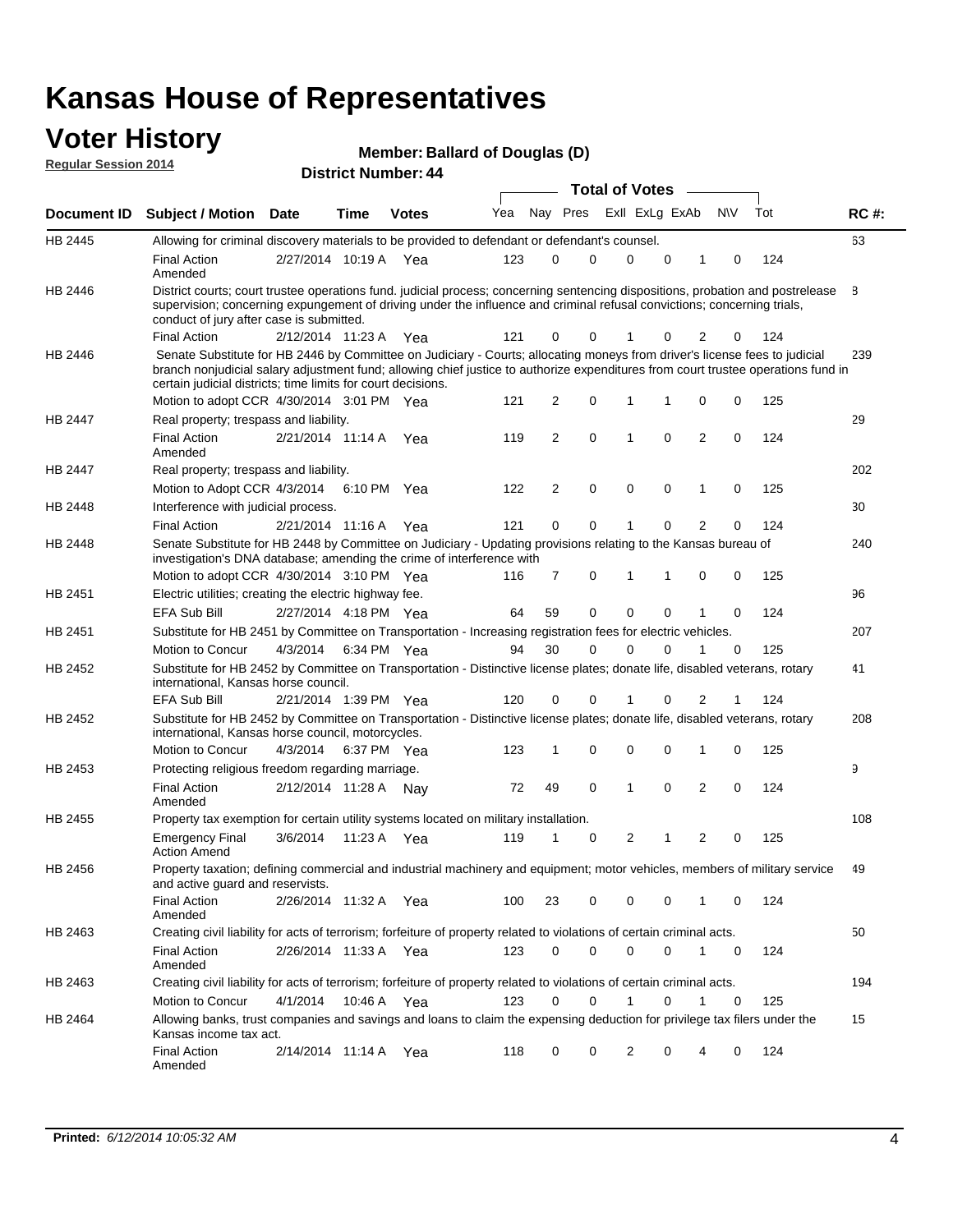# Kansas House of Representatives

## Voter History

**Regular Session 2014**

**Member: Ballard of Douglas (D)**

**District Number: 44**

| Document ID | Subject / Motion | Date | Time | Votes | Yea | Nay | Pres | ExII | ExLg | ExAb | N\V | Tot | RC #: |
|---|---|---|---|---|---|---|---|---|---|---|---|---|---|
| HB 2445 | Allowing for criminal discovery materials to be provided to defendant or defendant's counsel. | | | | | | | | | | | | 63 |
| | Final Action Amended | 2/27/2014 | 10:19 A | Yea | 123 | 0 | 0 | 0 | 0 | 1 | 0 | 124 | |
| HB 2446 | District courts; court trustee operations fund. judicial process; concerning sentencing dispositions, probation and postrelease supervision; concerning expungement of driving under the influence and criminal refusal convictions; concerning trials, conduct of jury after case is submitted. | | | | | | | | | | | | 8 |
| | Final Action | 2/12/2014 | 11:23 A | Yea | 121 | 0 | 0 | 1 | 0 | 2 | 0 | 124 | |
| HB 2446 | Senate Substitute for HB 2446 by Committee on Judiciary - Courts; allocating moneys from driver's license fees to judicial branch nonjudicial salary adjustment fund; allowing chief justice to authorize expenditures from court trustee operations fund in certain judicial districts; time limits for court decisions. | | | | | | | | | | | | 239 |
| | Motion to adopt CCR | 4/30/2014 | 3:01 PM | Yea | 121 | 2 | 0 | 1 | 1 | 0 | 0 | 125 | |
| HB 2447 | Real property; trespass and liability. | | | | | | | | | | | | 29 |
| | Final Action Amended | 2/21/2014 | 11:14 A | Yea | 119 | 2 | 0 | 1 | 0 | 2 | 0 | 124 | |
| HB 2447 | Real property; trespass and liability. | | | | | | | | | | | | 202 |
| | Motion to Adopt CCR | 4/3/2014 | 6:10 PM | Yea | 122 | 2 | 0 | 0 | 0 | 1 | 0 | 125 | |
| HB 2448 | Interference with judicial process. | | | | | | | | | | | | 30 |
| | Final Action | 2/21/2014 | 11:16 A | Yea | 121 | 0 | 0 | 1 | 0 | 2 | 0 | 124 | |
| HB 2448 | Senate Substitute for HB 2448 by Committee on Judiciary - Updating provisions relating to the Kansas bureau of investigation's DNA database; amending the crime of interference with | | | | | | | | | | | | 240 |
| | Motion to adopt CCR | 4/30/2014 | 3:10 PM | Yea | 116 | 7 | 0 | 1 | 1 | 0 | 0 | 125 | |
| HB 2451 | Electric utilities; creating the electric highway fee. | | | | | | | | | | | | 96 |
| | EFA Sub Bill | 2/27/2014 | 4:18 PM | Yea | 64 | 59 | 0 | 0 | 0 | 1 | 0 | 124 | |
| HB 2451 | Substitute for HB 2451 by Committee on Transportation - Increasing registration fees for electric vehicles. | | | | | | | | | | | | 207 |
| | Motion to Concur | 4/3/2014 | 6:34 PM | Yea | 94 | 30 | 0 | 0 | 0 | 1 | 0 | 125 | |
| HB 2452 | Substitute for HB 2452 by Committee on Transportation - Distinctive license plates; donate life, disabled veterans, rotary international, Kansas horse council. | | | | | | | | | | | | 41 |
| | EFA Sub Bill | 2/21/2014 | 1:39 PM | Yea | 120 | 0 | 0 | 1 | 0 | 2 | 1 | 124 | |
| HB 2452 | Substitute for HB 2452 by Committee on Transportation - Distinctive license plates; donate life, disabled veterans, rotary international, Kansas horse council, motorcycles. | | | | | | | | | | | | 208 |
| | Motion to Concur | 4/3/2014 | 6:37 PM | Yea | 123 | 1 | 0 | 0 | 0 | 1 | 0 | 125 | |
| HB 2453 | Protecting religious freedom regarding marriage. | | | | | | | | | | | | 9 |
| | Final Action Amended | 2/12/2014 | 11:28 A | Nay | 72 | 49 | 0 | 1 | 0 | 2 | 0 | 124 | |
| HB 2455 | Property tax exemption for certain utility systems located on military installation. | | | | | | | | | | | | 108 |
| | Emergency Final Action Amend | 3/6/2014 | 11:23 A | Yea | 119 | 1 | 0 | 2 | 1 | 2 | 0 | 125 | |
| HB 2456 | Property taxation; defining commercial and industrial machinery and equipment; motor vehicles, members of military service and active guard and reservists. | | | | | | | | | | | | 49 |
| | Final Action Amended | 2/26/2014 | 11:32 A | Yea | 100 | 23 | 0 | 0 | 0 | 1 | 0 | 124 | |
| HB 2463 | Creating civil liability for acts of terrorism; forfeiture of property related to violations of certain criminal acts. | | | | | | | | | | | | 50 |
| | Final Action Amended | 2/26/2014 | 11:33 A | Yea | 123 | 0 | 0 | 0 | 0 | 1 | 0 | 124 | |
| HB 2463 | Creating civil liability for acts of terrorism; forfeiture of property related to violations of certain criminal acts. | | | | | | | | | | | | 194 |
| | Motion to Concur | 4/1/2014 | 10:46 A | Yea | 123 | 0 | 0 | 1 | 0 | 1 | 0 | 125 | |
| HB 2464 | Allowing banks, trust companies and savings and loans to claim the expensing deduction for privilege tax filers under the Kansas income tax act. | | | | | | | | | | | | 15 |
| | Final Action Amended | 2/14/2014 | 11:14 A | Yea | 118 | 0 | 0 | 2 | 0 | 4 | 0 | 124 | |

**Printed:** *6/12/2014 10:05:32 AM*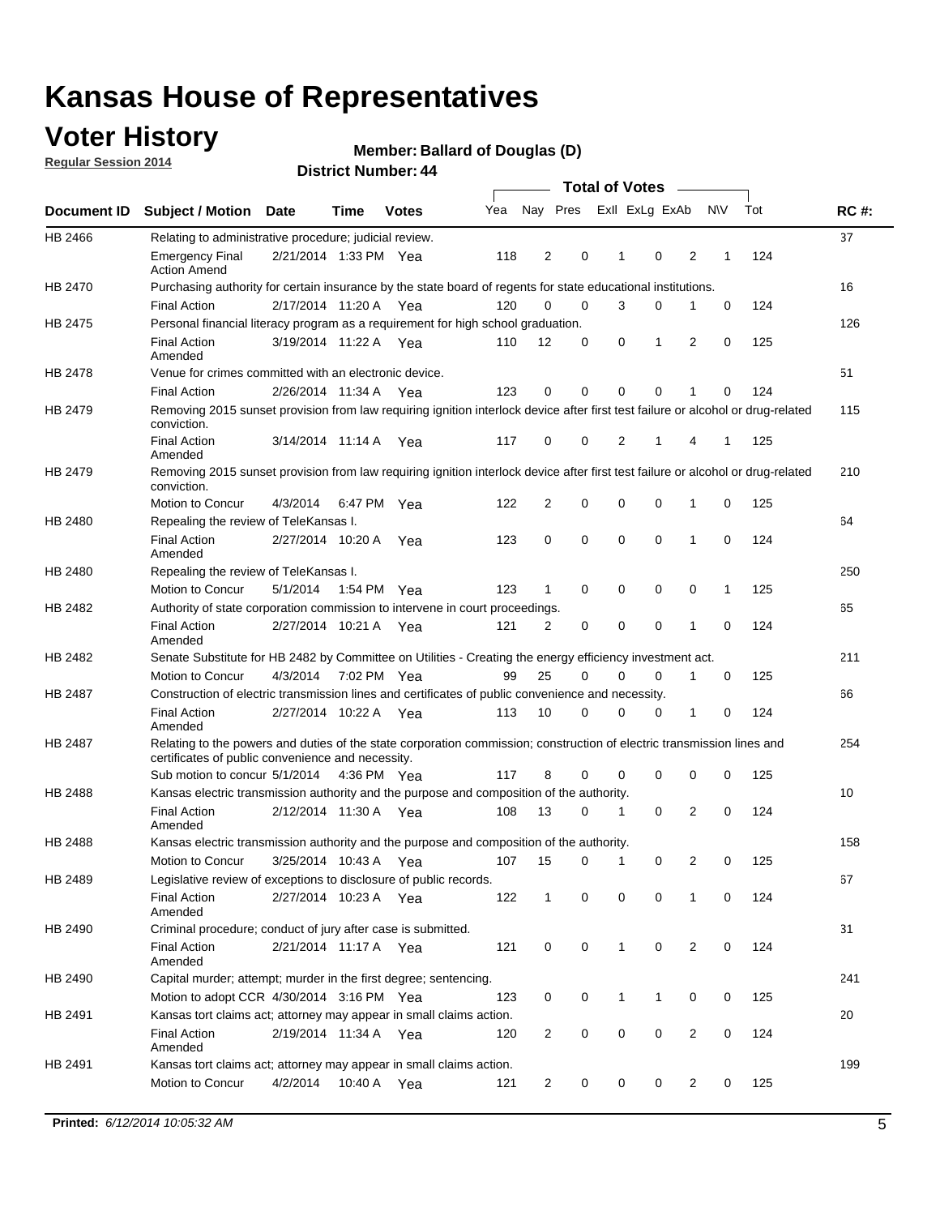# Kansas House of Representatives

## Voter History

**Regular Session 2014**

**Member: Ballard of Douglas (D)**

**District Number: 44**

| Document ID | Subject / Motion | Date | Time | Votes | Yea | Nay | Pres | ExII | ExLg | ExAb | N\V | Tot | RC #: |
|---|---|---|---|---|---|---|---|---|---|---|---|---|---|
| HB 2466 | Relating to administrative procedure; judicial review. | | | | | | | | | | | | 37 |
| | Emergency Final Action Amend | 2/21/2014 | 1:33 PM | Yea | 118 | 2 | 0 | 1 | 0 | 2 | 1 | 124 | |
| HB 2470 | Purchasing authority for certain insurance by the state board of regents for state educational institutions. | | | | | | | | | | | | 16 |
| | Final Action | 2/17/2014 | 11:20 A | Yea | 120 | 0 | 0 | 3 | 0 | 1 | 0 | 124 | |
| HB 2475 | Personal financial literacy program as a requirement for high school graduation. | | | | | | | | | | | | 126 |
| | Final Action Amended | 3/19/2014 | 11:22 A | Yea | 110 | 12 | 0 | 0 | 1 | 2 | 0 | 125 | |
| HB 2478 | Venue for crimes committed with an electronic device. | | | | | | | | | | | | 51 |
| | Final Action | 2/26/2014 | 11:34 A | Yea | 123 | 0 | 0 | 0 | 0 | 1 | 0 | 124 | |
| HB 2479 | Removing 2015 sunset provision from law requiring ignition interlock device after first test failure or alcohol or drug-related conviction. | | | | | | | | | | | | 115 |
| | Final Action Amended | 3/14/2014 | 11:14 A | Yea | 117 | 0 | 0 | 2 | 1 | 4 | 1 | 125 | |
| HB 2479 | Removing 2015 sunset provision from law requiring ignition interlock device after first test failure or alcohol or drug-related conviction. | | | | | | | | | | | | 210 |
| | Motion to Concur | 4/3/2014 | 6:47 PM | Yea | 122 | 2 | 0 | 0 | 0 | 1 | 0 | 125 | |
| HB 2480 | Repealing the review of TeleKansas I. | | | | | | | | | | | | 64 |
| | Final Action Amended | 2/27/2014 | 10:20 A | Yea | 123 | 0 | 0 | 0 | 0 | 1 | 0 | 124 | |
| HB 2480 | Repealing the review of TeleKansas I. | | | | | | | | | | | | 250 |
| | Motion to Concur | 5/1/2014 | 1:54 PM | Yea | 123 | 1 | 0 | 0 | 0 | 0 | 1 | 125 | |
| HB 2482 | Authority of state corporation commission to intervene in court proceedings. | | | | | | | | | | | | 65 |
| | Final Action Amended | 2/27/2014 | 10:21 A | Yea | 121 | 2 | 0 | 0 | 0 | 1 | 0 | 124 | |
| HB 2482 | Senate Substitute for HB 2482 by Committee on Utilities - Creating the energy efficiency investment act. | | | | | | | | | | | | 211 |
| | Motion to Concur | 4/3/2014 | 7:02 PM | Yea | 99 | 25 | 0 | 0 | 0 | 1 | 0 | 125 | |
| HB 2487 | Construction of electric transmission lines and certificates of public convenience and necessity. | | | | | | | | | | | | 66 |
| | Final Action Amended | 2/27/2014 | 10:22 A | Yea | 113 | 10 | 0 | 0 | 0 | 1 | 0 | 124 | |
| HB 2487 | Relating to the powers and duties of the state corporation commission; construction of electric transmission lines and certificates of public convenience and necessity. | | | | | | | | | | | | 254 |
| | Sub motion to concur | 5/1/2014 | 4:36 PM | Yea | 117 | 8 | 0 | 0 | 0 | 0 | 0 | 125 | |
| HB 2488 | Kansas electric transmission authority and the purpose and composition of the authority. | | | | | | | | | | | | 10 |
| | Final Action Amended | 2/12/2014 | 11:30 A | Yea | 108 | 13 | 0 | 1 | 0 | 2 | 0 | 124 | |
| HB 2488 | Kansas electric transmission authority and the purpose and composition of the authority. | | | | | | | | | | | | 158 |
| | Motion to Concur | 3/25/2014 | 10:43 A | Yea | 107 | 15 | 0 | 1 | 0 | 2 | 0 | 125 | |
| HB 2489 | Legislative review of exceptions to disclosure of public records. | | | | | | | | | | | | 67 |
| | Final Action Amended | 2/27/2014 | 10:23 A | Yea | 122 | 1 | 0 | 0 | 0 | 1 | 0 | 124 | |
| HB 2490 | Criminal procedure; conduct of jury after case is submitted. | | | | | | | | | | | | 31 |
| | Final Action Amended | 2/21/2014 | 11:17 A | Yea | 121 | 0 | 0 | 1 | 0 | 2 | 0 | 124 | |
| HB 2490 | Capital murder; attempt; murder in the first degree; sentencing. | | | | | | | | | | | | 241 |
| | Motion to adopt CCR | 4/30/2014 | 3:16 PM | Yea | 123 | 0 | 0 | 1 | 1 | 0 | 0 | 125 | |
| HB 2491 | Kansas tort claims act; attorney may appear in small claims action. | | | | | | | | | | | | 20 |
| | Final Action Amended | 2/19/2014 | 11:34 A | Yea | 120 | 2 | 0 | 0 | 0 | 2 | 0 | 124 | |
| HB 2491 | Kansas tort claims act; attorney may appear in small claims action. | | | | | | | | | | | | 199 |
| | Motion to Concur | 4/2/2014 | 10:40 A | Yea | 121 | 2 | 0 | 0 | 0 | 2 | 0 | 125 | |

**Printed:** *6/12/2014 10:05:32 AM*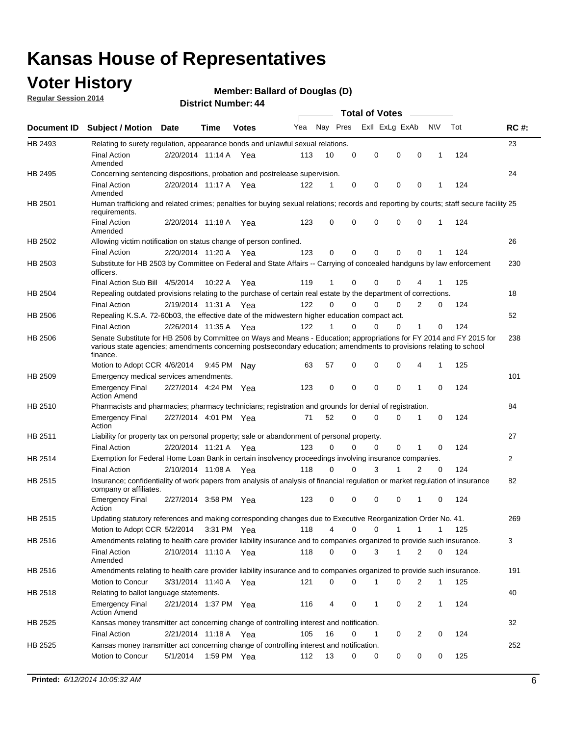# Kansas House of Representatives

## Voter History

**Regular Session 2014**

**Member: Ballard of Douglas (D)**

**District Number: 44**

| Document ID | Subject / Motion | Date | Time | Votes | Yea | Nay | Pres | ExII | ExLg | ExAb | N\V | Tot | RC #: |
|---|---|---|---|---|---|---|---|---|---|---|---|---|---|
| HB 2493 | Relating to surety regulation, appearance bonds and unlawful sexual relations. | | | | | | | | | | | | 23 |
| | Final Action Amended | 2/20/2014 | 11:14 A | Yea | 113 | 10 | 0 | 0 | 0 | 0 | 1 | 124 | |
| HB 2495 | Concerning sentencing dispositions, probation and postrelease supervision. | | | | | | | | | | | | 24 |
| | Final Action Amended | 2/20/2014 | 11:17 A | Yea | 122 | 1 | 0 | 0 | 0 | 0 | 1 | 124 | |
| HB 2501 | Human trafficking and related crimes; penalties for buying sexual relations; records and reporting by courts; staff secure facility requirements. | | | | | | | | | | | | 25 |
| | Final Action Amended | 2/20/2014 | 11:18 A | Yea | 123 | 0 | 0 | 0 | 0 | 0 | 1 | 124 | |
| HB 2502 | Allowing victim notification on status change of person confined. | | | | | | | | | | | | 26 |
| | Final Action | 2/20/2014 | 11:20 A | Yea | 123 | 0 | 0 | 0 | 0 | 0 | 1 | 124 | |
| HB 2503 | Substitute for HB 2503 by Committee on Federal and State Affairs -- Carrying of concealed handguns by law enforcement officers. | | | | | | | | | | | | 230 |
| | Final Action Sub Bill | 4/5/2014 | 10:22 A | Yea | 119 | 1 | 0 | 0 | 0 | 4 | 1 | 125 | |
| HB 2504 | Repealing outdated provisions relating to the purchase of certain real estate by the department of corrections. | | | | | | | | | | | | 18 |
| | Final Action | 2/19/2014 | 11:31 A | Yea | 122 | 0 | 0 | 0 | 0 | 2 | 0 | 124 | |
| HB 2506 | Repealing K.S.A. 72-60b03, the effective date of the midwestern higher education compact act. | | | | | | | | | | | | 52 |
| | Final Action | 2/26/2014 | 11:35 A | Yea | 122 | 1 | 0 | 0 | 0 | 1 | 0 | 124 | |
| HB 2506 | Senate Substitute for HB 2506 by Committee on Ways and Means - Education; appropriations for FY 2014 and FY 2015 for various state agencies; amendments concerning postsecondary education; amendments to provisions relating to school finance. | | | | | | | | | | | | 238 |
| | Motion to Adopt CCR | 4/6/2014 | 9:45 PM | Nay | 63 | 57 | 0 | 0 | 0 | 4 | 1 | 125 | |
| HB 2509 | Emergency medical services amendments. | | | | | | | | | | | | 101 |
| | Emergency Final Action Amend | 2/27/2014 | 4:24 PM | Yea | 123 | 0 | 0 | 0 | 0 | 1 | 0 | 124 | |
| HB 2510 | Pharmacists and pharmacies; pharmacy technicians; registration and grounds for denial of registration. | | | | | | | | | | | | 84 |
| | Emergency Final Action | 2/27/2014 | 4:01 PM | Yea | 71 | 52 | 0 | 0 | 0 | 1 | 0 | 124 | |
| HB 2511 | Liability for property tax on personal property; sale or abandonment of personal property. | | | | | | | | | | | | 27 |
| | Final Action | 2/20/2014 | 11:21 A | Yea | 123 | 0 | 0 | 0 | 0 | 1 | 0 | 124 | |
| HB 2514 | Exemption for Federal Home Loan Bank in certain insolvency proceedings involving insurance companies. | | | | | | | | | | | | 2 |
| | Final Action | 2/10/2014 | 11:08 A | Yea | 118 | 0 | 0 | 3 | 1 | 2 | 0 | 124 | |
| HB 2515 | Insurance; confidentiality of work papers from analysis of analysis of financial regulation or market regulation of insurance company or affiliates. | | | | | | | | | | | | 82 |
| | Emergency Final Action | 2/27/2014 | 3:58 PM | Yea | 123 | 0 | 0 | 0 | 0 | 1 | 0 | 124 | |
| HB 2515 | Updating statutory references and making corresponding changes due to Executive Reorganization Order No. 41. | | | | | | | | | | | | 269 |
| | Motion to Adopt CCR | 5/2/2014 | 3:31 PM | Yea | 118 | 4 | 0 | 0 | 1 | 1 | 1 | 125 | |
| HB 2516 | Amendments relating to health care provider liability insurance and to companies organized to provide such insurance. | | | | | | | | | | | | 3 |
| | Final Action Amended | 2/10/2014 | 11:10 A | Yea | 118 | 0 | 0 | 3 | 1 | 2 | 0 | 124 | |
| HB 2516 | Amendments relating to health care provider liability insurance and to companies organized to provide such insurance. | | | | | | | | | | | | 191 |
| | Motion to Concur | 3/31/2014 | 11:40 A | Yea | 121 | 0 | 0 | 1 | 0 | 2 | 1 | 125 | |
| HB 2518 | Relating to ballot language statements. | | | | | | | | | | | | 40 |
| | Emergency Final Action Amend | 2/21/2014 | 1:37 PM | Yea | 116 | 4 | 0 | 1 | 0 | 2 | 1 | 124 | |
| HB 2525 | Kansas money transmitter act concerning change of controlling interest and notification. | | | | | | | | | | | | 32 |
| | Final Action | 2/21/2014 | 11:18 A | Yea | 105 | 16 | 0 | 1 | 0 | 2 | 0 | 124 | |
| HB 2525 | Kansas money transmitter act concerning change of controlling interest and notification. | | | | | | | | | | | | 252 |
| | Motion to Concur | 5/1/2014 | 1:59 PM | Yea | 112 | 13 | 0 | 0 | 0 | 0 | 0 | 125 | |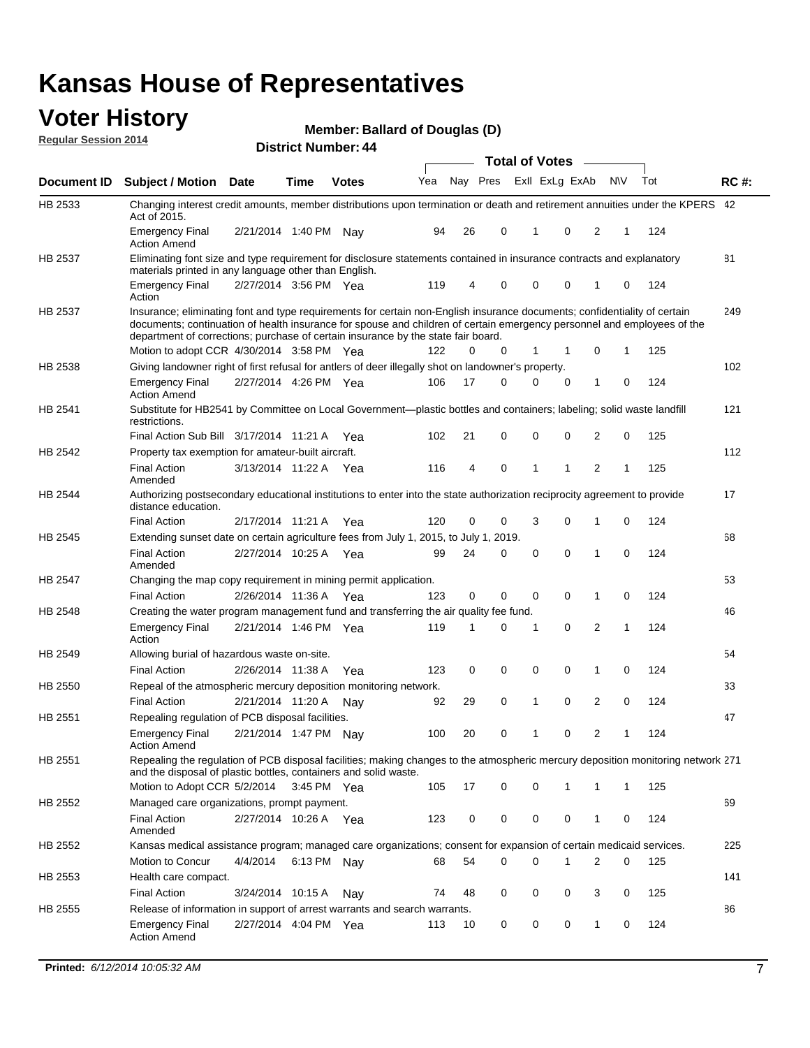# Kansas House of Representatives

## Voter History

**Regular Session 2014**

**Member: Ballard of Douglas (D)**

**District Number: 44**

| Document ID | Subject / Motion | Date | Time | Votes | Yea | Nay | Pres | ExII | ExLg | ExAb | N\V | Tot | RC #: |
|---|---|---|---|---|---|---|---|---|---|---|---|---|---|
| HB 2533 | Changing interest credit amounts, member distributions upon termination or death and retirement annuities under the KPERS Act of 2015. | | | | | | | | | | | | 42 |
| | Emergency Final Action Amend | 2/21/2014 | 1:40 PM | Nay | 94 | 26 | 0 | 1 | 0 | 2 | 1 | 124 | |
| HB 2537 | Eliminating font size and type requirement for disclosure statements contained in insurance contracts and explanatory materials printed in any language other than English. | | | | | | | | | | | | 81 |
| | Emergency Final Action | 2/27/2014 | 3:56 PM | Yea | 119 | 4 | 0 | 0 | 0 | 1 | 0 | 124 | |
| HB 2537 | Insurance; eliminating font and type requirements for certain non-English insurance documents; confidentiality of certain documents; continuation of health insurance for spouse and children of certain emergency personnel and employees of the department of corrections; purchase of certain insurance by the state fair board. | | | | | | | | | | | | 249 |
| | Motion to adopt CCR | 4/30/2014 | 3:58 PM | Yea | 122 | 0 | 0 | 1 | 1 | 0 | 1 | 125 | |
| HB 2538 | Giving landowner right of first refusal for antlers of deer illegally shot on landowner's property. | | | | | | | | | | | | 102 |
| | Emergency Final Action Amend | 2/27/2014 | 4:26 PM | Yea | 106 | 17 | 0 | 0 | 0 | 1 | 0 | 124 | |
| HB 2541 | Substitute for HB2541 by Committee on Local Government—plastic bottles and containers; labeling; solid waste landfill restrictions. | | | | | | | | | | | | 121 |
| | Final Action Sub Bill | 3/17/2014 | 11:21 A | Yea | 102 | 21 | 0 | 0 | 0 | 2 | 0 | 125 | |
| HB 2542 | Property tax exemption for amateur-built aircraft. | | | | | | | | | | | | 112 |
| | Final Action Amended | 3/13/2014 | 11:22 A | Yea | 116 | 4 | 0 | 1 | 1 | 2 | 1 | 125 | |
| HB 2544 | Authorizing postsecondary educational institutions to enter into the state authorization reciprocity agreement to provide distance education. | | | | | | | | | | | | 17 |
| | Final Action | 2/17/2014 | 11:21 A | Yea | 120 | 0 | 0 | 3 | 0 | 1 | 0 | 124 | |
| HB 2545 | Extending sunset date on certain agriculture fees from July 1, 2015, to July 1, 2019. | | | | | | | | | | | | 68 |
| | Final Action Amended | 2/27/2014 | 10:25 A | Yea | 99 | 24 | 0 | 0 | 0 | 1 | 0 | 124 | |
| HB 2547 | Changing the map copy requirement in mining permit application. | | | | | | | | | | | | 53 |
| | Final Action | 2/26/2014 | 11:36 A | Yea | 123 | 0 | 0 | 0 | 0 | 1 | 0 | 124 | |
| HB 2548 | Creating the water program management fund and transferring the air quality fee fund. | | | | | | | | | | | | 46 |
| | Emergency Final Action | 2/21/2014 | 1:46 PM | Yea | 119 | 1 | 0 | 1 | 0 | 2 | 1 | 124 | |
| HB 2549 | Allowing burial of hazardous waste on-site. | | | | | | | | | | | | 54 |
| | Final Action | 2/26/2014 | 11:38 A | Yea | 123 | 0 | 0 | 0 | 0 | 1 | 0 | 124 | |
| HB 2550 | Repeal of the atmospheric mercury deposition monitoring network. | | | | | | | | | | | | 33 |
| | Final Action | 2/21/2014 | 11:20 A | Nay | 92 | 29 | 0 | 1 | 0 | 2 | 0 | 124 | |
| HB 2551 | Repealing regulation of PCB disposal facilities. | | | | | | | | | | | | 47 |
| | Emergency Final Action Amend | 2/21/2014 | 1:47 PM | Nay | 100 | 20 | 0 | 1 | 0 | 2 | 1 | 124 | |
| HB 2551 | Repealing the regulation of PCB disposal facilities; making changes to the atmospheric mercury deposition monitoring network and the disposal of plastic bottles, containers and solid waste. | | | | | | | | | | | | 271 |
| | Motion to Adopt CCR | 5/2/2014 | 3:45 PM | Yea | 105 | 17 | 0 | 0 | 1 | 1 | 1 | 125 | |
| HB 2552 | Managed care organizations, prompt payment. | | | | | | | | | | | | 69 |
| | Final Action Amended | 2/27/2014 | 10:26 A | Yea | 123 | 0 | 0 | 0 | 0 | 1 | 0 | 124 | |
| HB 2552 | Kansas medical assistance program; managed care organizations; consent for expansion of certain medicaid services. | | | | | | | | | | | | 225 |
| | Motion to Concur | 4/4/2014 | 6:13 PM | Nay | 68 | 54 | 0 | 0 | 1 | 2 | 0 | 125 | |
| HB 2553 | Health care compact. | | | | | | | | | | | | 141 |
| | Final Action | 3/24/2014 | 10:15 A | Nay | 74 | 48 | 0 | 0 | 0 | 3 | 0 | 125 | |
| HB 2555 | Release of information in support of arrest warrants and search warrants. | | | | | | | | | | | | 86 |
| | Emergency Final Action Amend | 2/27/2014 | 4:04 PM | Yea | 113 | 10 | 0 | 0 | 0 | 1 | 0 | 124 | |

**Printed:** *6/12/2014 10:05:32 AM*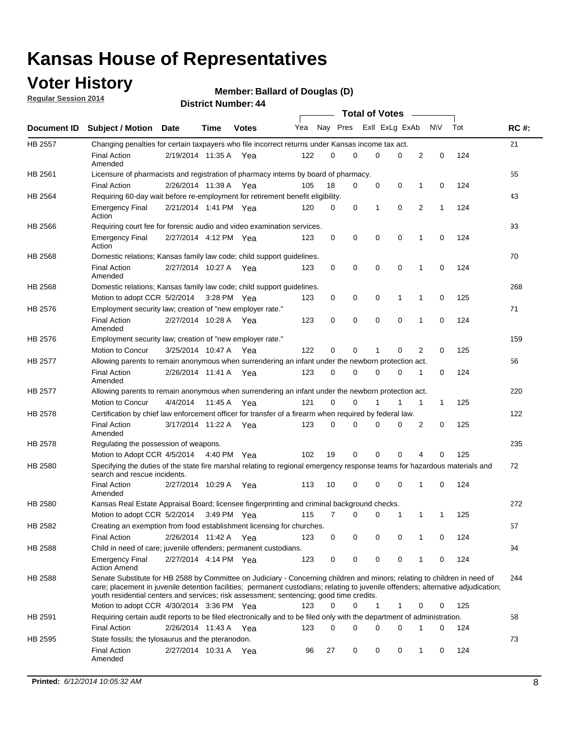# Kansas House of Representatives

## Voter History

**Regular Session 2014**

**Member: Ballard of Douglas (D)**

**District Number: 44**

| Document ID | Subject / Motion | Date | Time | Votes | Yea | Nay | Pres | ExlI | ExLg | ExAb | N\V | Tot | RC #: |
|---|---|---|---|---|---|---|---|---|---|---|---|---|---|
| HB 2557 | Changing penalties for certain taxpayers who file incorrect returns under Kansas income tax act. | | | | | | | | | | | | 21 |
| | Final Action Amended | 2/19/2014 | 11:35 A | Yea | 122 | 0 | 0 | 0 | 0 | 2 | 0 | 124 | |
| HB 2561 | Licensure of pharmacists and registration of pharmacy interns by board of pharmacy. | | | | | | | | | | | | 55 |
| | Final Action | 2/26/2014 | 11:39 A | Yea | 105 | 18 | 0 | 0 | 0 | 1 | 0 | 124 | |
| HB 2564 | Requiring 60-day wait before re-employment for retirement benefit eligibility. | | | | | | | | | | | | 43 |
| | Emergency Final Action | 2/21/2014 | 1:41 PM | Yea | 120 | 0 | 0 | 1 | 0 | 2 | 1 | 124 | |
| HB 2566 | Requiring court fee for forensic audio and video examination services. | | | | | | | | | | | | 93 |
| | Emergency Final Action | 2/27/2014 | 4:12 PM | Yea | 123 | 0 | 0 | 0 | 0 | 1 | 0 | 124 | |
| HB 2568 | Domestic relations; Kansas family law code; child support guidelines. | | | | | | | | | | | | 70 |
| | Final Action Amended | 2/27/2014 | 10:27 A | Yea | 123 | 0 | 0 | 0 | 0 | 1 | 0 | 124 | |
| HB 2568 | Domestic relations; Kansas family law code; child support guidelines. | | | | | | | | | | | | 268 |
| | Motion to adopt CCR | 5/2/2014 | 3:28 PM | Yea | 123 | 0 | 0 | 0 | 1 | 1 | 0 | 125 | |
| HB 2576 | Employment security law; creation of "new employer rate." | | | | | | | | | | | | 71 |
| | Final Action Amended | 2/27/2014 | 10:28 A | Yea | 123 | 0 | 0 | 0 | 0 | 1 | 0 | 124 | |
| HB 2576 | Employment security law; creation of "new employer rate." | | | | | | | | | | | | 159 |
| | Motion to Concur | 3/25/2014 | 10:47 A | Yea | 122 | 0 | 0 | 1 | 0 | 2 | 0 | 125 | |
| HB 2577 | Allowing parents to remain anonymous when surrendering an infant under the newborn protection act. | | | | | | | | | | | | 56 |
| | Final Action Amended | 2/26/2014 | 11:41 A | Yea | 123 | 0 | 0 | 0 | 0 | 1 | 0 | 124 | |
| HB 2577 | Allowing parents to remain anonymous when surrendering an infant under the newborn protection act. | | | | | | | | | | | | 220 |
| | Motion to Concur | 4/4/2014 | 11:45 A | Yea | 121 | 0 | 0 | 1 | 1 | 1 | 1 | 125 | |
| HB 2578 | Certification by chief law enforcement officer for transfer of a firearm when required by federal law. | | | | | | | | | | | | 122 |
| | Final Action Amended | 3/17/2014 | 11:22 A | Yea | 123 | 0 | 0 | 0 | 0 | 2 | 0 | 125 | |
| HB 2578 | Regulating the possession of weapons. | | | | | | | | | | | | 235 |
| | Motion to Adopt CCR | 4/5/2014 | 4:40 PM | Yea | 102 | 19 | 0 | 0 | 0 | 4 | 0 | 125 | |
| HB 2580 | Specifying the duties of the state fire marshal relating to regional emergency response teams for hazardous materials and search and rescue incidents. | | | | | | | | | | | | 72 |
| | Final Action Amended | 2/27/2014 | 10:29 A | Yea | 113 | 10 | 0 | 0 | 0 | 1 | 0 | 124 | |
| HB 2580 | Kansas Real Estate Appraisal Board; licensee fingerprinting and criminal background checks. | | | | | | | | | | | | 272 |
| | Motion to adopt CCR | 5/2/2014 | 3:49 PM | Yea | 115 | 7 | 0 | 0 | 1 | 1 | 1 | 125 | |
| HB 2582 | Creating an exemption from food establishment licensing for churches. | | | | | | | | | | | | 57 |
| | Final Action | 2/26/2014 | 11:42 A | Yea | 123 | 0 | 0 | 0 | 0 | 1 | 0 | 124 | |
| HB 2588 | Child in need of care; juvenile offenders; permanent custodians. | | | | | | | | | | | | 94 |
| | Emergency Final Action Amend | 2/27/2014 | 4:14 PM | Yea | 123 | 0 | 0 | 0 | 0 | 1 | 0 | 124 | |
| HB 2588 | Senate Substitute for HB 2588 by Committee on Judiciary - Concerning children and minors; relating to children in need of care; placement in juvenile detention facilities; permanent custodians; relating to juvenile offenders; alternative adjudication; youth residential centers and services; risk assessment; sentencing; good time credits. | | | | | | | | | | | | 244 |
| | Motion to adopt CCR | 4/30/2014 | 3:36 PM | Yea | 123 | 0 | 0 | 1 | 1 | 0 | 0 | 125 | |
| HB 2591 | Requiring certain audit reports to be filed electronically and to be filed only with the department of administration. | | | | | | | | | | | | 58 |
| | Final Action | 2/26/2014 | 11:43 A | Yea | 123 | 0 | 0 | 0 | 0 | 1 | 0 | 124 | |
| HB 2595 | State fossils; the tylosaurus and the pteranodon. | | | | | | | | | | | | 73 |
| | Final Action Amended | 2/27/2014 | 10:31 A | Yea | 96 | 27 | 0 | 0 | 0 | 1 | 0 | 124 | |

**Printed:** *6/12/2014 10:05:32 AM*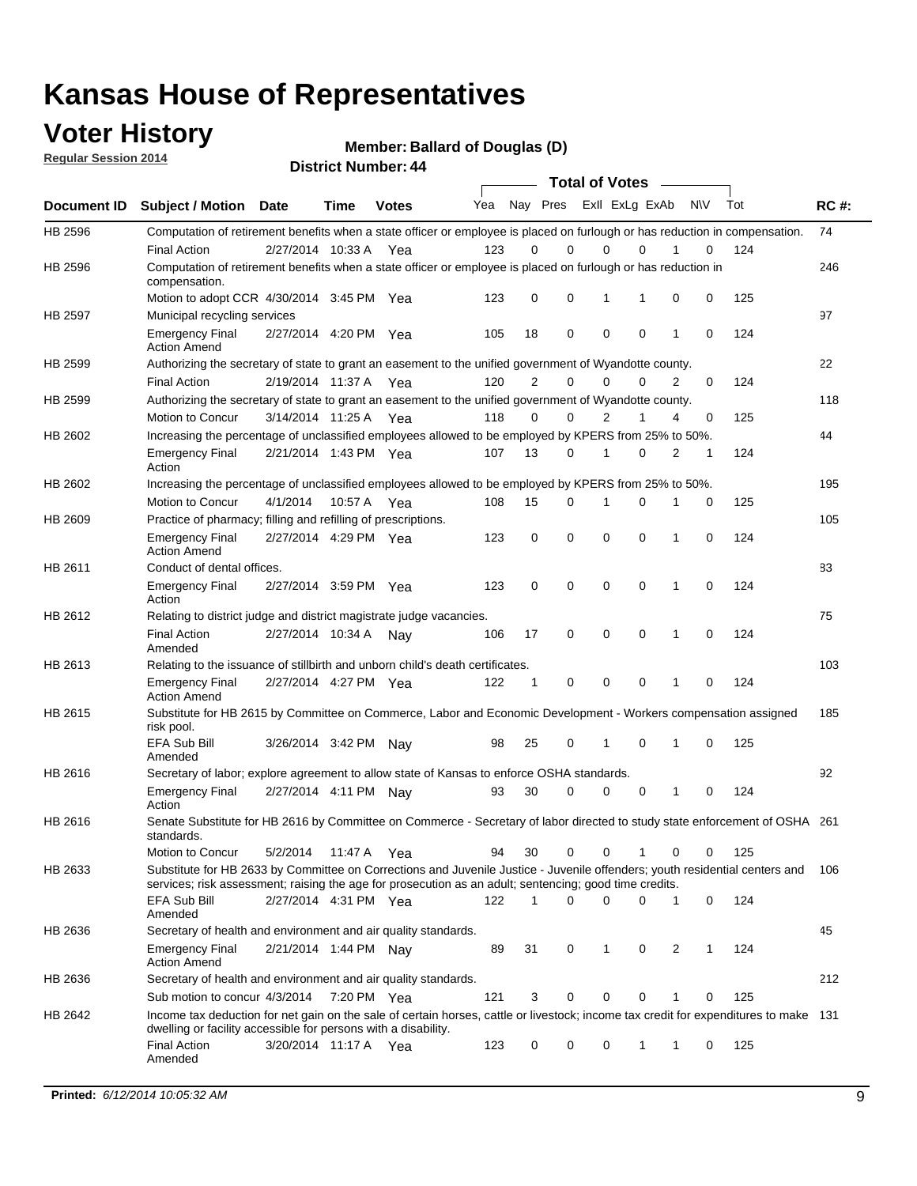# Kansas House of Representatives

## Voter History

**Regular Session 2014**

**Member: Ballard of Douglas (D)**

**District Number: 44**

| Document ID | Subject / Motion | Date | Time | Votes | Yea | Nay | Pres | ExII | ExLg | ExAb | N\V | Tot | RC #: |
|---|---|---|---|---|---|---|---|---|---|---|---|---|---|
| HB 2596 | Computation of retirement benefits when a state officer or employee is placed on furlough or has reduction in compensation. | | | | | | | | | | | | 74 |
| | Final Action | 2/27/2014 | 10:33 A | Yea | 123 | 0 | 0 | 0 | 0 | 1 | 0 | 124 | |
| HB 2596 | Computation of retirement benefits when a state officer or employee is placed on furlough or has reduction in compensation. | | | | | | | | | | | | 246 |
| | Motion to adopt CCR | 4/30/2014 | 3:45 PM | Yea | 123 | 0 | 0 | 1 | 1 | 0 | 0 | 125 | |
| HB 2597 | Municipal recycling services | | | | | | | | | | | | 97 |
| | Emergency Final Action Amend | 2/27/2014 | 4:20 PM | Yea | 105 | 18 | 0 | 0 | 0 | 1 | 0 | 124 | |
| HB 2599 | Authorizing the secretary of state to grant an easement to the unified government of Wyandotte county. | | | | | | | | | | | | 22 |
| | Final Action | 2/19/2014 | 11:37 A | Yea | 120 | 2 | 0 | 0 | 0 | 2 | 0 | 124 | |
| HB 2599 | Authorizing the secretary of state to grant an easement to the unified government of Wyandotte county. | | | | | | | | | | | | 118 |
| | Motion to Concur | 3/14/2014 | 11:25 A | Yea | 118 | 0 | 0 | 2 | 1 | 4 | 0 | 125 | |
| HB 2602 | Increasing the percentage of unclassified employees allowed to be employed by KPERS from 25% to 50%. | | | | | | | | | | | | 44 |
| | Emergency Final Action | 2/21/2014 | 1:43 PM | Yea | 107 | 13 | 0 | 1 | 0 | 2 | 1 | 124 | |
| HB 2602 | Increasing the percentage of unclassified employees allowed to be employed by KPERS from 25% to 50%. | | | | | | | | | | | | 195 |
| | Motion to Concur | 4/1/2014 | 10:57 A | Yea | 108 | 15 | 0 | 1 | 0 | 1 | 0 | 125 | |
| HB 2609 | Practice of pharmacy; filling and refilling of prescriptions. | | | | | | | | | | | | 105 |
| | Emergency Final Action Amend | 2/27/2014 | 4:29 PM | Yea | 123 | 0 | 0 | 0 | 0 | 1 | 0 | 124 | |
| HB 2611 | Conduct of dental offices. | | | | | | | | | | | | 83 |
| | Emergency Final Action | 2/27/2014 | 3:59 PM | Yea | 123 | 0 | 0 | 0 | 0 | 1 | 0 | 124 | |
| HB 2612 | Relating to district judge and district magistrate judge vacancies. | | | | | | | | | | | | 75 |
| | Final Action Amended | 2/27/2014 | 10:34 A | Nay | 106 | 17 | 0 | 0 | 0 | 1 | 0 | 124 | |
| HB 2613 | Relating to the issuance of stillbirth and unborn child's death certificates. | | | | | | | | | | | | 103 |
| | Emergency Final Action Amend | 2/27/2014 | 4:27 PM | Yea | 122 | 1 | 0 | 0 | 0 | 1 | 0 | 124 | |
| HB 2615 | Substitute for HB 2615 by Committee on Commerce, Labor and Economic Development - Workers compensation assigned risk pool. | | | | | | | | | | | | 185 |
| | EFA Sub Bill Amended | 3/26/2014 | 3:42 PM | Nay | 98 | 25 | 0 | 1 | 0 | 1 | 0 | 125 | |
| HB 2616 | Secretary of labor; explore agreement to allow state of Kansas to enforce OSHA standards. | | | | | | | | | | | | 92 |
| | Emergency Final Action | 2/27/2014 | 4:11 PM | Nay | 93 | 30 | 0 | 0 | 0 | 1 | 0 | 124 | |
| HB 2616 | Senate Substitute for HB 2616 by Committee on Commerce - Secretary of labor directed to study state enforcement of OSHA standards. | | | | | | | | | | | | 261 |
| | Motion to Concur | 5/2/2014 | 11:47 A | Yea | 94 | 30 | 0 | 0 | 1 | 0 | 0 | 125 | |
| HB 2633 | Substitute for HB 2633 by Committee on Corrections and Juvenile Justice - Juvenile offenders; youth residential centers and services; risk assessment; raising the age for prosecution as an adult; sentencing; good time credits. | | | | | | | | | | | | 106 |
| | EFA Sub Bill Amended | 2/27/2014 | 4:31 PM | Yea | 122 | 1 | 0 | 0 | 0 | 1 | 0 | 124 | |
| HB 2636 | Secretary of health and environment and air quality standards. | | | | | | | | | | | | 45 |
| | Emergency Final Action Amend | 2/21/2014 | 1:44 PM | Nay | 89 | 31 | 0 | 1 | 0 | 2 | 1 | 124 | |
| HB 2636 | Secretary of health and environment and air quality standards. | | | | | | | | | | | | 212 |
| | Sub motion to concur | 4/3/2014 | 7:20 PM | Yea | 121 | 3 | 0 | 0 | 0 | 1 | 0 | 125 | |
| HB 2642 | Income tax deduction for net gain on the sale of certain horses, cattle or livestock; income tax credit for expenditures to make dwelling or facility accessible for persons with a disability. | | | | | | | | | | | | 131 |
| | Final Action Amended | 3/20/2014 | 11:17 A | Yea | 123 | 0 | 0 | 0 | 1 | 1 | 0 | 125 | |

**Printed:** *6/12/2014 10:05:32 AM*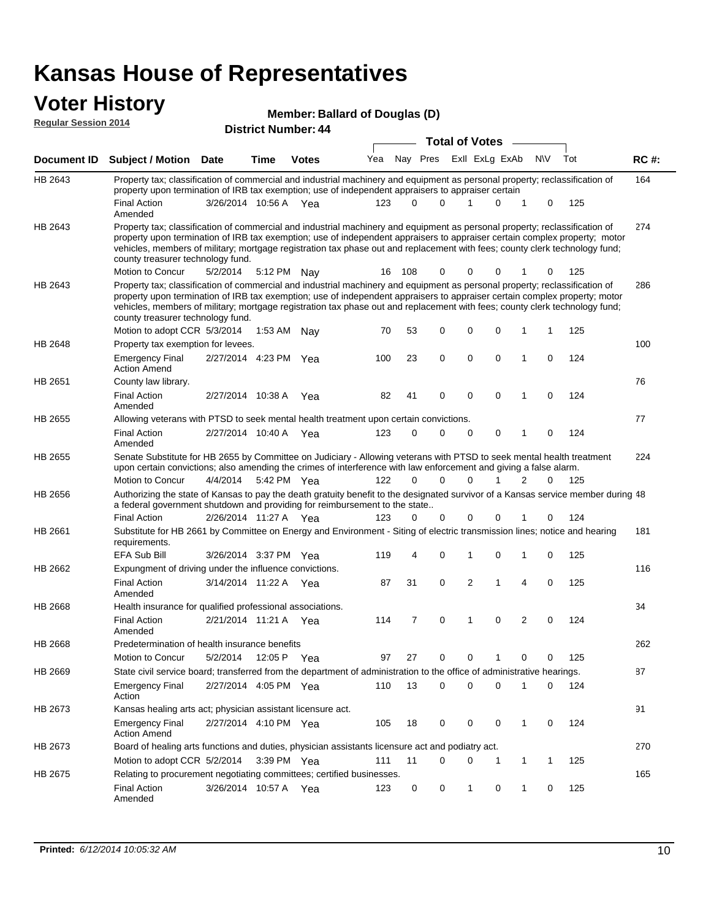# Kansas House of Representatives

## Voter History

**Regular Session 2014**

**Member: Ballard of Douglas (D)**

**District Number: 44**

| Document ID | Subject / Motion | Date | Time | Votes | Yea | Nay | Pres | ExII | ExLg | ExAb | N\V | Tot | RC #: |
|---|---|---|---|---|---|---|---|---|---|---|---|---|---|
| HB 2643 | Property tax; classification of commercial and industrial machinery and equipment as personal property; reclassification of property upon termination of IRB tax exemption; use of independent appraisers to appraiser certain | | | | | | | | | | | | 164 |
| | Final Action Amended | 3/26/2014 | 10:56 A | Yea | 123 | 0 | 0 | 1 | 0 | 1 | 0 | 125 | |
| HB 2643 | Property tax; classification of commercial and industrial machinery and equipment as personal property; reclassification of property upon termination of IRB tax exemption; use of independent appraisers to appraiser certain complex property; motor vehicles, members of military; mortgage registration tax phase out and replacement with fees; county clerk technology fund; county treasurer technology fund. | | | | | | | | | | | | 274 |
| | Motion to Concur | 5/2/2014 | 5:12 PM | Nay | 16 | 108 | 0 | 0 | 0 | 1 | 0 | 125 | |
| HB 2643 | Property tax; classification of commercial and industrial machinery and equipment as personal property; reclassification of property upon termination of IRB tax exemption; use of independent appraisers to appraiser certain complex property; motor vehicles, members of military; mortgage registration tax phase out and replacement with fees; county clerk technology fund; county treasurer technology fund. | | | | | | | | | | | | 286 |
| | Motion to adopt CCR | 5/3/2014 | 1:53 AM | Nay | 70 | 53 | 0 | 0 | 0 | 1 | 1 | 125 | |
| HB 2648 | Property tax exemption for levees. | | | | | | | | | | | | 100 |
| | Emergency Final Action Amend | 2/27/2014 | 4:23 PM | Yea | 100 | 23 | 0 | 0 | 0 | 1 | 0 | 124 | |
| HB 2651 | County law library. | | | | | | | | | | | | 76 |
| | Final Action Amended | 2/27/2014 | 10:38 A | Yea | 82 | 41 | 0 | 0 | 0 | 1 | 0 | 124 | |
| HB 2655 | Allowing veterans with PTSD to seek mental health treatment upon certain convictions. | | | | | | | | | | | | 77 |
| | Final Action Amended | 2/27/2014 | 10:40 A | Yea | 123 | 0 | 0 | 0 | 0 | 1 | 0 | 124 | |
| HB 2655 | Senate Substitute for HB 2655 by Committee on Judiciary - Allowing veterans with PTSD to seek mental health treatment upon certain convictions; also amending the crimes of interference with law enforcement and giving a false alarm. | | | | | | | | | | | | 224 |
| | Motion to Concur | 4/4/2014 | 5:42 PM | Yea | 122 | 0 | 0 | 0 | 1 | 2 | 0 | 125 | |
| HB 2656 | Authorizing the state of Kansas to pay the death gratuity benefit to the designated survivor of a Kansas service member during a federal government shutdown and providing for reimbursement to the state.. | | | | | | | | | | | | 48 |
| | Final Action | 2/26/2014 | 11:27 A | Yea | 123 | 0 | 0 | 0 | 0 | 1 | 0 | 124 | |
| HB 2661 | Substitute for HB 2661 by Committee on Energy and Environment - Siting of electric transmission lines; notice and hearing requirements. | | | | | | | | | | | | 181 |
| | EFA Sub Bill | 3/26/2014 | 3:37 PM | Yea | 119 | 4 | 0 | 1 | 0 | 1 | 0 | 125 | |
| HB 2662 | Expungment of driving under the influence convictions. | | | | | | | | | | | | 116 |
| | Final Action Amended | 3/14/2014 | 11:22 A | Yea | 87 | 31 | 0 | 2 | 1 | 4 | 0 | 125 | |
| HB 2668 | Health insurance for qualified professional associations. | | | | | | | | | | | | 34 |
| | Final Action Amended | 2/21/2014 | 11:21 A | Yea | 114 | 7 | 0 | 1 | 0 | 2 | 0 | 124 | |
| HB 2668 | Predetermination of health insurance benefits | | | | | | | | | | | | 262 |
| | Motion to Concur | 5/2/2014 | 12:05 P | Yea | 97 | 27 | 0 | 0 | 1 | 0 | 0 | 125 | |
| HB 2669 | State civil service board; transferred from the department of administration to the office of administrative hearings. | | | | | | | | | | | | 87 |
| | Emergency Final Action | 2/27/2014 | 4:05 PM | Yea | 110 | 13 | 0 | 0 | 0 | 1 | 0 | 124 | |
| HB 2673 | Kansas healing arts act; physician assistant licensure act. | | | | | | | | | | | | 91 |
| | Emergency Final Action Amend | 2/27/2014 | 4:10 PM | Yea | 105 | 18 | 0 | 0 | 0 | 1 | 0 | 124 | |
| HB 2673 | Board of healing arts functions and duties, physician assistants licensure act and podiatry act. | | | | | | | | | | | | 270 |
| | Motion to adopt CCR | 5/2/2014 | 3:39 PM | Yea | 111 | 11 | 0 | 0 | 1 | 1 | 1 | 125 | |
| HB 2675 | Relating to procurement negotiating committees; certified businesses. | | | | | | | | | | | | 165 |
| | Final Action Amended | 3/26/2014 | 10:57 A | Yea | 123 | 0 | 0 | 1 | 0 | 1 | 0 | 125 | |

**Printed:** *6/12/2014 10:05:32 AM*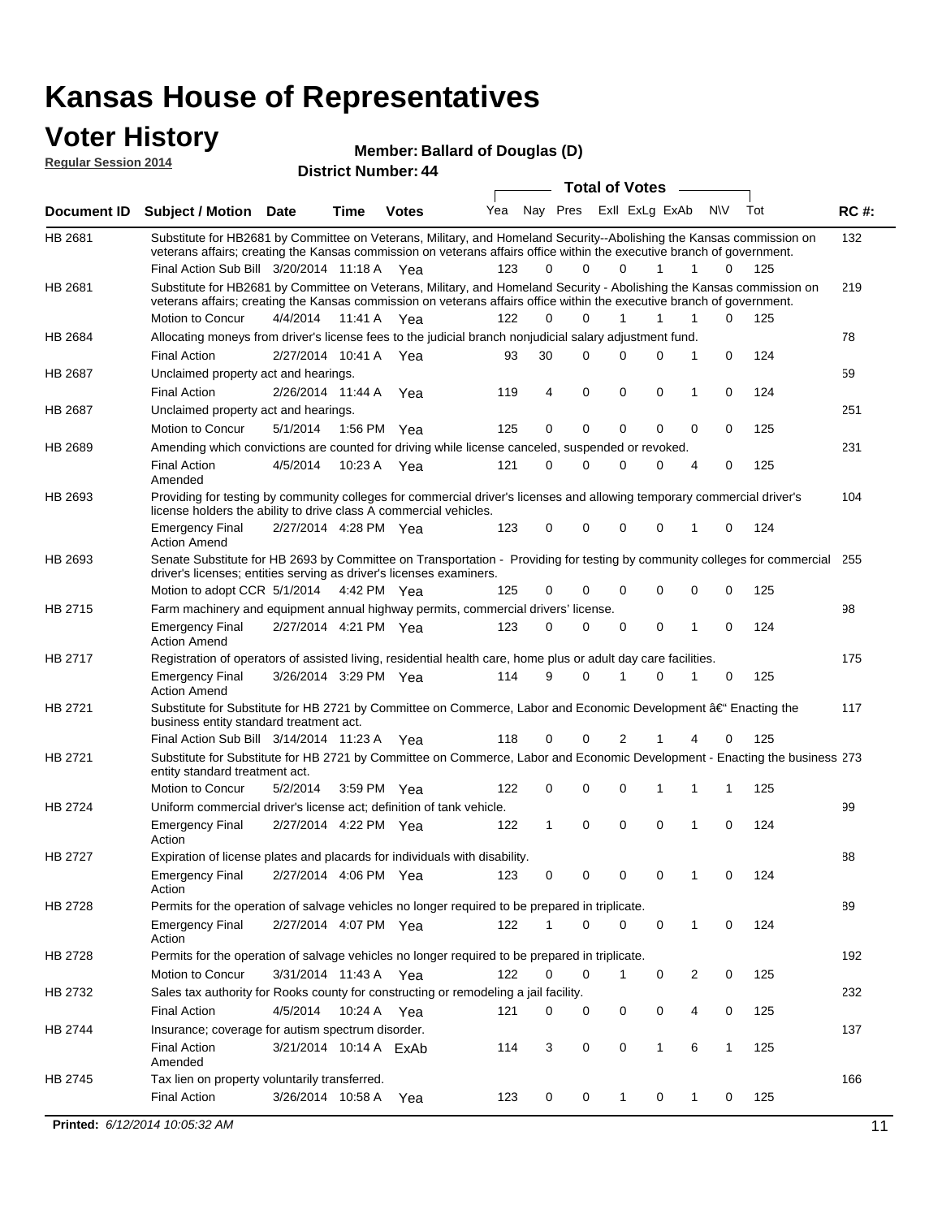# Kansas House of Representatives

## Voter History

**Regular Session 2014**

**Member: Ballard of Douglas (D)**

**District Number: 44**

| Document ID | Subject / Motion | Date | Time | Votes | Yea | Nay | Pres | ExII | ExLg | ExAb | N\V | Tot | RC #: |
|---|---|---|---|---|---|---|---|---|---|---|---|---|---|
| HB 2681 | Substitute for HB2681 by Committee on Veterans, Military, and Homeland Security--Abolishing the Kansas commission on veterans affairs; creating the Kansas commission on veterans affairs office within the executive branch of government. | | | | | | | | | | | | 132 |
| | Final Action Sub Bill | 3/20/2014 | 11:18 A | Yea | 123 | 0 | 0 | 0 | 1 | 1 | 0 | 125 | |
| HB 2681 | Substitute for HB2681 by Committee on Veterans, Military, and Homeland Security - Abolishing the Kansas commission on veterans affairs; creating the Kansas commission on veterans affairs office within the executive branch of government. | | | | | | | | | | | | 219 |
| | Motion to Concur | 4/4/2014 | 11:41 A | Yea | 122 | 0 | 0 | 1 | 1 | 1 | 0 | 125 | |
| HB 2684 | Allocating moneys from driver's license fees to the judicial branch nonjudicial salary adjustment fund. | | | | | | | | | | | | 78 |
| | Final Action | 2/27/2014 | 10:41 A | Yea | 93 | 30 | 0 | 0 | 0 | 1 | 0 | 124 | |
| HB 2687 | Unclaimed property act and hearings. | | | | | | | | | | | | 59 |
| | Final Action | 2/26/2014 | 11:44 A | Yea | 119 | 4 | 0 | 0 | 0 | 1 | 0 | 124 | |
| HB 2687 | Unclaimed property act and hearings. | | | | | | | | | | | | 251 |
| | Motion to Concur | 5/1/2014 | 1:56 PM | Yea | 125 | 0 | 0 | 0 | 0 | 0 | 0 | 125 | |
| HB 2689 | Amending which convictions are counted for driving while license canceled, suspended or revoked. | | | | | | | | | | | | 231 |
| | Final Action Amended | 4/5/2014 | 10:23 A | Yea | 121 | 0 | 0 | 0 | 0 | 4 | 0 | 125 | |
| HB 2693 | Providing for testing by community colleges for commercial driver's licenses and allowing temporary commercial driver's license holders the ability to drive class A commercial vehicles. | | | | | | | | | | | | 104 |
| | Emergency Final Action Amend | 2/27/2014 | 4:28 PM | Yea | 123 | 0 | 0 | 0 | 0 | 1 | 0 | 124 | |
| HB 2693 | Senate Substitute for HB 2693 by Committee on Transportation - Providing for testing by community colleges for commercial driver's licenses; entities serving as driver's licenses examiners. | | | | | | | | | | | | 255 |
| | Motion to adopt CCR | 5/1/2014 | 4:42 PM | Yea | 125 | 0 | 0 | 0 | 0 | 0 | 0 | 125 | |
| HB 2715 | Farm machinery and equipment annual highway permits, commercial drivers' license. | | | | | | | | | | | | 98 |
| | Emergency Final Action Amend | 2/27/2014 | 4:21 PM | Yea | 123 | 0 | 0 | 0 | 0 | 1 | 0 | 124 | |
| HB 2717 | Registration of operators of assisted living, residential health care, home plus or adult day care facilities. | | | | | | | | | | | | 175 |
| | Emergency Final Action Amend | 3/26/2014 | 3:29 PM | Yea | 114 | 9 | 0 | 1 | 0 | 1 | 0 | 125 | |
| HB 2721 | Substitute for Substitute for HB 2721 by Committee on Commerce, Labor and Economic Development â€“ Enacting the business entity standard treatment act. | | | | | | | | | | | | 117 |
| | Final Action Sub Bill | 3/14/2014 | 11:23 A | Yea | 118 | 0 | 0 | 2 | 1 | 4 | 0 | 125 | |
| HB 2721 | Substitute for Substitute for HB 2721 by Committee on Commerce, Labor and Economic Development - Enacting the business entity standard treatment act. | | | | | | | | | | | | 273 |
| | Motion to Concur | 5/2/2014 | 3:59 PM | Yea | 122 | 0 | 0 | 0 | 1 | 1 | 1 | 125 | |
| HB 2724 | Uniform commercial driver's license act; definition of tank vehicle. | | | | | | | | | | | | 99 |
| | Emergency Final Action | 2/27/2014 | 4:22 PM | Yea | 122 | 1 | 0 | 0 | 0 | 1 | 0 | 124 | |
| HB 2727 | Expiration of license plates and placards for individuals with disability. | | | | | | | | | | | | 88 |
| | Emergency Final Action | 2/27/2014 | 4:06 PM | Yea | 123 | 0 | 0 | 0 | 0 | 1 | 0 | 124 | |
| HB 2728 | Permits for the operation of salvage vehicles no longer required to be prepared in triplicate. | | | | | | | | | | | | 89 |
| | Emergency Final Action | 2/27/2014 | 4:07 PM | Yea | 122 | 1 | 0 | 0 | 0 | 1 | 0 | 124 | |
| HB 2728 | Permits for the operation of salvage vehicles no longer required to be prepared in triplicate. | | | | | | | | | | | | 192 |
| | Motion to Concur | 3/31/2014 | 11:43 A | Yea | 122 | 0 | 0 | 1 | 0 | 2 | 0 | 125 | |
| HB 2732 | Sales tax authority for Rooks county for constructing or remodeling a jail facility. | | | | | | | | | | | | 232 |
| | Final Action | 4/5/2014 | 10:24 A | Yea | 121 | 0 | 0 | 0 | 0 | 4 | 0 | 125 | |
| HB 2744 | Insurance; coverage for autism spectrum disorder. | | | | | | | | | | | | 137 |
| | Final Action Amended | 3/21/2014 | 10:14 A | ExAb | 114 | 3 | 0 | 0 | 1 | 6 | 1 | 125 | |
| HB 2745 | Tax lien on property voluntarily transferred. | | | | | | | | | | | | 166 |
| | Final Action | 3/26/2014 | 10:58 A | Yea | 123 | 0 | 0 | 1 | 0 | 1 | 0 | 125 | |

**Printed:** *6/12/2014 10:05:32 AM*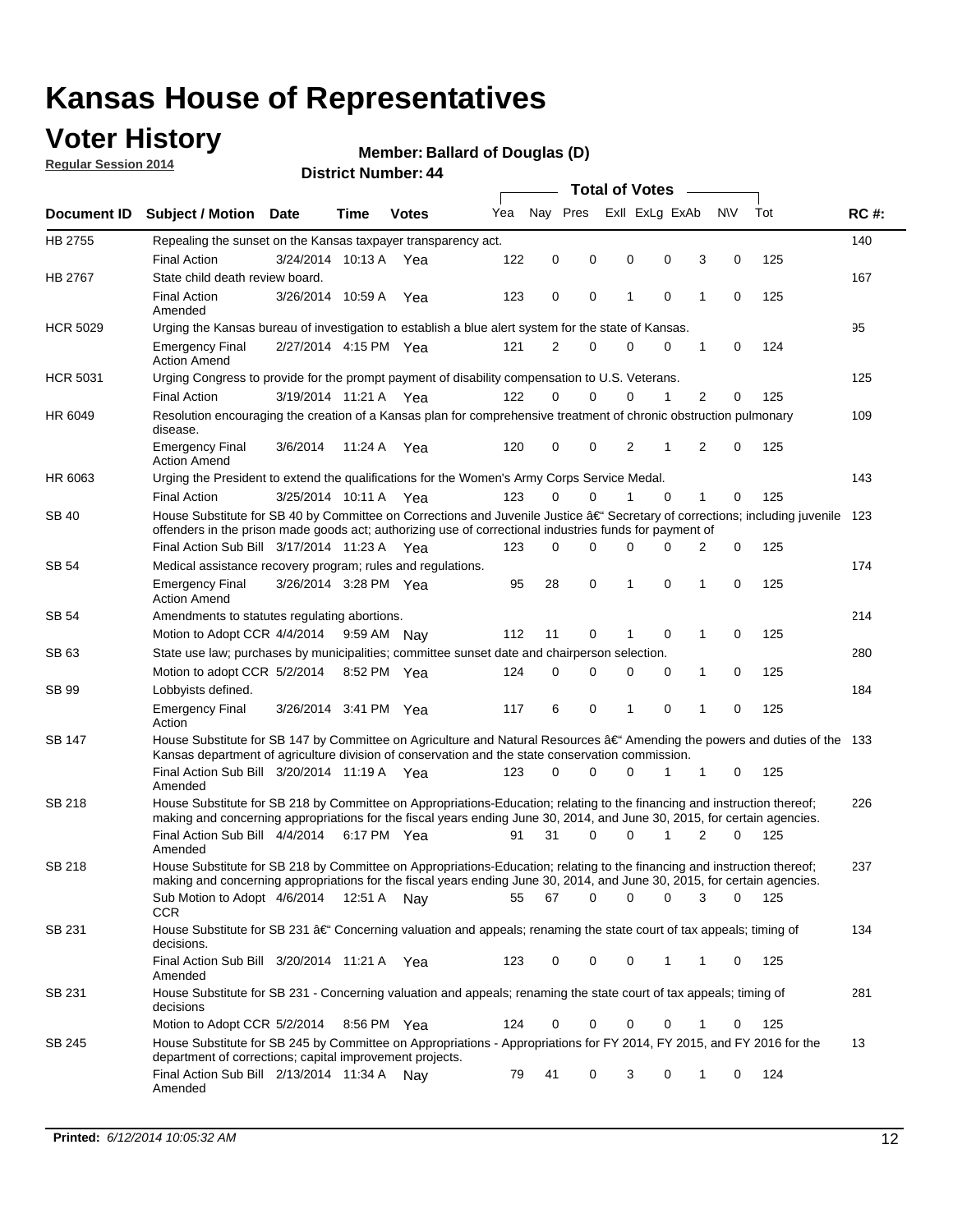# Kansas House of Representatives

## Voter History

**Regular Session 2014**

**Member: Ballard of Douglas (D)**

**District Number: 44**

| Document ID | Subject / Motion | Date | Time | Votes | Yea | Nay | Pres | ExII | ExLg | ExAb | N\V | Tot | RC #: |
|---|---|---|---|---|---|---|---|---|---|---|---|---|---|
| HB 2755 | Repealing the sunset on the Kansas taxpayer transparency act. | | | | | | | | | | | | 140 |
| | Final Action | 3/24/2014 | 10:13 A | Yea | 122 | 0 | 0 | 0 | 0 | 3 | 0 | 125 | |
| HB 2767 | State child death review board. | | | | | | | | | | | | 167 |
| | Final Action Amended | 3/26/2014 | 10:59 A | Yea | 123 | 0 | 0 | 1 | 0 | 1 | 0 | 125 | |
| HCR 5029 | Urging the Kansas bureau of investigation to establish a blue alert system for the state of Kansas. | | | | | | | | | | | | 95 |
| | Emergency Final Action Amend | 2/27/2014 | 4:15 PM | Yea | 121 | 2 | 0 | 0 | 0 | 1 | 0 | 124 | |
| HCR 5031 | Urging Congress to provide for the prompt payment of disability compensation to U.S. Veterans. | | | | | | | | | | | | 125 |
| | Final Action | 3/19/2014 | 11:21 A | Yea | 122 | 0 | 0 | 0 | 1 | 2 | 0 | 125 | |
| HR 6049 | Resolution encouraging the creation of a Kansas plan for comprehensive treatment of chronic obstruction pulmonary disease. | | | | | | | | | | | | 109 |
| | Emergency Final Action Amend | 3/6/2014 | 11:24 A | Yea | 120 | 0 | 0 | 2 | 1 | 2 | 0 | 125 | |
| HR 6063 | Urging the President to extend the qualifications for the Women's Army Corps Service Medal. | | | | | | | | | | | | 143 |
| | Final Action | 3/25/2014 | 10:11 A | Yea | 123 | 0 | 0 | 1 | 0 | 1 | 0 | 125 | |
| SB 40 | House Substitute for SB 40 by Committee on Corrections and Juvenile Justice â€" Secretary of corrections; including juvenile offenders in the prison made goods act; authorizing use of correctional industries funds for payment of | | | | | | | | | | | | 123 |
| | Final Action Sub Bill | 3/17/2014 | 11:23 A | Yea | 123 | 0 | 0 | 0 | 0 | 2 | 0 | 125 | |
| SB 54 | Medical assistance recovery program; rules and regulations. | | | | | | | | | | | | 174 |
| | Emergency Final Action Amend | 3/26/2014 | 3:28 PM | Yea | 95 | 28 | 0 | 1 | 0 | 1 | 0 | 125 | |
| SB 54 | Amendments to statutes regulating abortions. | | | | | | | | | | | | 214 |
| | Motion to Adopt CCR | 4/4/2014 | 9:59 AM | Nay | 112 | 11 | 0 | 1 | 0 | 1 | 0 | 125 | |
| SB 63 | State use law; purchases by municipalities; committee sunset date and chairperson selection. | | | | | | | | | | | | 280 |
| | Motion to adopt CCR | 5/2/2014 | 8:52 PM | Yea | 124 | 0 | 0 | 0 | 0 | 1 | 0 | 125 | |
| SB 99 | Lobbyists defined. | | | | | | | | | | | | 184 |
| | Emergency Final Action | 3/26/2014 | 3:41 PM | Yea | 117 | 6 | 0 | 1 | 0 | 1 | 0 | 125 | |
| SB 147 | House Substitute for SB 147 by Committee on Agriculture and Natural Resources â€" Amending the powers and duties of the Kansas department of agriculture division of conservation and the state conservation commission. | | | | | | | | | | | | 133 |
| | Final Action Sub Bill Amended | 3/20/2014 | 11:19 A | Yea | 123 | 0 | 0 | 0 | 1 | 1 | 0 | 125 | |
| SB 218 | House Substitute for SB 218 by Committee on Appropriations-Education; relating to the financing and instruction thereof; making and concerning appropriations for the fiscal years ending June 30, 2014, and June 30, 2015, for certain agencies. | | | | | | | | | | | | 226 |
| | Final Action Sub Bill Amended | 4/4/2014 | 6:17 PM | Yea | 91 | 31 | 0 | 0 | 1 | 2 | 0 | 125 | |
| SB 218 | House Substitute for SB 218 by Committee on Appropriations-Education; relating to the financing and instruction thereof; making and concerning appropriations for the fiscal years ending June 30, 2014, and June 30, 2015, for certain agencies. | | | | | | | | | | | | 237 |
| | Sub Motion to Adopt CCR | 4/6/2014 | 12:51 A | Nay | 55 | 67 | 0 | 0 | 0 | 3 | 0 | 125 | |
| SB 231 | House Substitute for SB 231 â€" Concerning valuation and appeals; renaming the state court of tax appeals; timing of decisions. | | | | | | | | | | | | 134 |
| | Final Action Sub Bill Amended | 3/20/2014 | 11:21 A | Yea | 123 | 0 | 0 | 0 | 1 | 1 | 0 | 125 | |
| SB 231 | House Substitute for SB 231 - Concerning valuation and appeals; renaming the state court of tax appeals; timing of decisions | | | | | | | | | | | | 281 |
| | Motion to Adopt CCR | 5/2/2014 | 8:56 PM | Yea | 124 | 0 | 0 | 0 | 0 | 1 | 0 | 125 | |
| SB 245 | House Substitute for SB 245 by Committee on Appropriations - Appropriations for FY 2014, FY 2015, and FY 2016 for the department of corrections; capital improvement projects. | | | | | | | | | | | | 13 |
| | Final Action Sub Bill Amended | 2/13/2014 | 11:34 A | Nay | 79 | 41 | 0 | 3 | 0 | 1 | 0 | 124 | |

**Printed:** *6/12/2014 10:05:32 AM*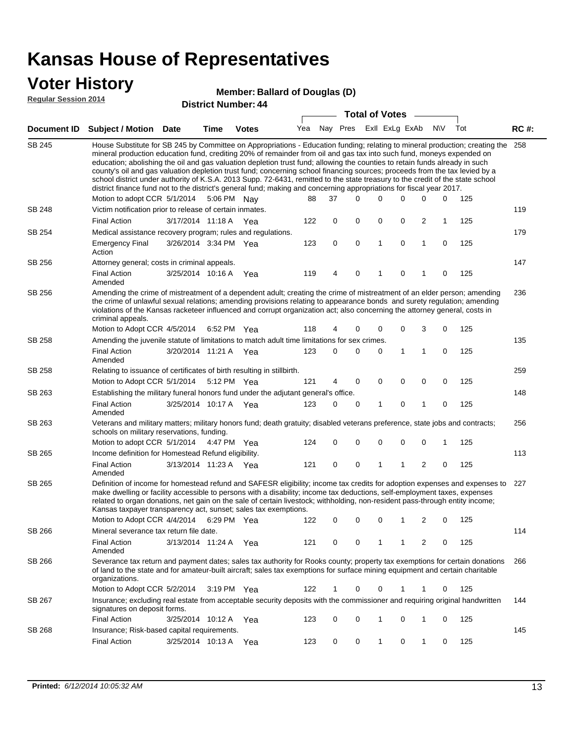# Kansas House of Representatives

## Voter History

**Regular Session 2014**

**Member: Ballard of Douglas (D)**

**District Number: 44**

| Document ID | Subject / Motion | Date | Time | Votes | Yea | Nay | Pres | ExII | ExLg | ExAb | N\V | Tot | RC #: |
|---|---|---|---|---|---|---|---|---|---|---|---|---|---|
| SB 245 | House Substitute for SB 245 by Committee on Appropriations - Education funding; relating to mineral production; creating the mineral production education fund, crediting 20% of remainder from oil and gas tax into such fund, moneys expended on education; abolishing the oil and gas valuation depletion trust fund; allowing the counties to retain funds already in such county's oil and gas valuation depletion trust fund; concerning school financing sources; proceeds from the tax levied by a school district under authority of K.S.A. 2013 Supp. 72-6431, remitted to the state treasury to the credit of the state school district finance fund not to the district's general fund; making and concerning appropriations for fiscal year 2017. | | | | | | | | | | | | 258 |
| | Motion to adopt CCR | 5/1/2014 | 5:06 PM | Nay | 88 | 37 | 0 | 0 | 0 | 0 | 0 | 125 | |
| SB 248 | Victim notification prior to release of certain inmates. | | | | | | | | | | | | 119 |
| | Final Action | 3/17/2014 | 11:18 A | Yea | 122 | 0 | 0 | 0 | 0 | 2 | 1 | 125 | |
| SB 254 | Medical assistance recovery program; rules and regulations. | | | | | | | | | | | | 179 |
| | Emergency Final Action | 3/26/2014 | 3:34 PM | Yea | 123 | 0 | 0 | 1 | 0 | 1 | 0 | 125 | |
| SB 256 | Attorney general; costs in criminal appeals. | | | | | | | | | | | | 147 |
| | Final Action Amended | 3/25/2014 | 10:16 A | Yea | 119 | 4 | 0 | 1 | 0 | 1 | 0 | 125 | |
| SB 256 | Amending the crime of mistreatment of a dependent adult; creating the crime of mistreatment of an elder person; amending the crime of unlawful sexual relations; amending provisions relating to appearance bonds and surety regulation; amending violations of the Kansas racketeer influenced and corrupt organization act; also concerning the attorney general, costs in criminal appeals. | | | | | | | | | | | | 236 |
| | Motion to Adopt CCR | 4/5/2014 | 6:52 PM | Yea | 118 | 4 | 0 | 0 | 0 | 3 | 0 | 125 | |
| SB 258 | Amending the juvenile statute of limitations to match adult time limitations for sex crimes. | | | | | | | | | | | | 135 |
| | Final Action Amended | 3/20/2014 | 11:21 A | Yea | 123 | 0 | 0 | 0 | 1 | 1 | 0 | 125 | |
| SB 258 | Relating to issuance of certificates of birth resulting in stillbirth. | | | | | | | | | | | | 259 |
| | Motion to Adopt CCR | 5/1/2014 | 5:12 PM | Yea | 121 | 4 | 0 | 0 | 0 | 0 | 0 | 125 | |
| SB 263 | Establishing the military funeral honors fund under the adjutant general's office. | | | | | | | | | | | | 148 |
| | Final Action Amended | 3/25/2014 | 10:17 A | Yea | 123 | 0 | 0 | 1 | 0 | 1 | 0 | 125 | |
| SB 263 | Veterans and military matters; military honors fund; death gratuity; disabled veterans preference, state jobs and contracts; schools on military reservations, funding. | | | | | | | | | | | | 256 |
| | Motion to adopt CCR | 5/1/2014 | 4:47 PM | Yea | 124 | 0 | 0 | 0 | 0 | 0 | 1 | 125 | |
| SB 265 | Income definition for Homestead Refund eligibility. | | | | | | | | | | | | 113 |
| | Final Action Amended | 3/13/2014 | 11:23 A | Yea | 121 | 0 | 0 | 1 | 1 | 2 | 0 | 125 | |
| SB 265 | Definition of income for homestead refund and SAFESR eligibility; income tax credits for adoption expenses and expenses to make dwelling or facility accessible to persons with a disability; income tax deductions, self-employment taxes, expenses related to organ donations, net gain on the sale of certain livestock; withholding, non-resident pass-through entity income; Kansas taxpayer transparency act, sunset; sales tax exemptions. | | | | | | | | | | | | 227 |
| | Motion to Adopt CCR | 4/4/2014 | 6:29 PM | Yea | 122 | 0 | 0 | 0 | 1 | 2 | 0 | 125 | |
| SB 266 | Mineral severance tax return file date. | | | | | | | | | | | | 114 |
| | Final Action Amended | 3/13/2014 | 11:24 A | Yea | 121 | 0 | 0 | 1 | 1 | 2 | 0 | 125 | |
| SB 266 | Severance tax return and payment dates; sales tax authority for Rooks county; property tax exemptions for certain donations of land to the state and for amateur-built aircraft; sales tax exemptions for surface mining equipment and certain charitable organizations. | | | | | | | | | | | | 266 |
| | Motion to Adopt CCR | 5/2/2014 | 3:19 PM | Yea | 122 | 1 | 0 | 0 | 1 | 1 | 0 | 125 | |
| SB 267 | Insurance; excluding real estate from acceptable security deposits with the commissioner and requiring original handwritten signatures on deposit forms. | | | | | | | | | | | | 144 |
| | Final Action | 3/25/2014 | 10:12 A | Yea | 123 | 0 | 0 | 1 | 0 | 1 | 0 | 125 | |
| SB 268 | Insurance; Risk-based capital requirements. | | | | | | | | | | | | 145 |
| | Final Action | 3/25/2014 | 10:13 A | Yea | 123 | 0 | 0 | 1 | 0 | 1 | 0 | 125 | |

**Printed:** *6/12/2014 10:05:32 AM*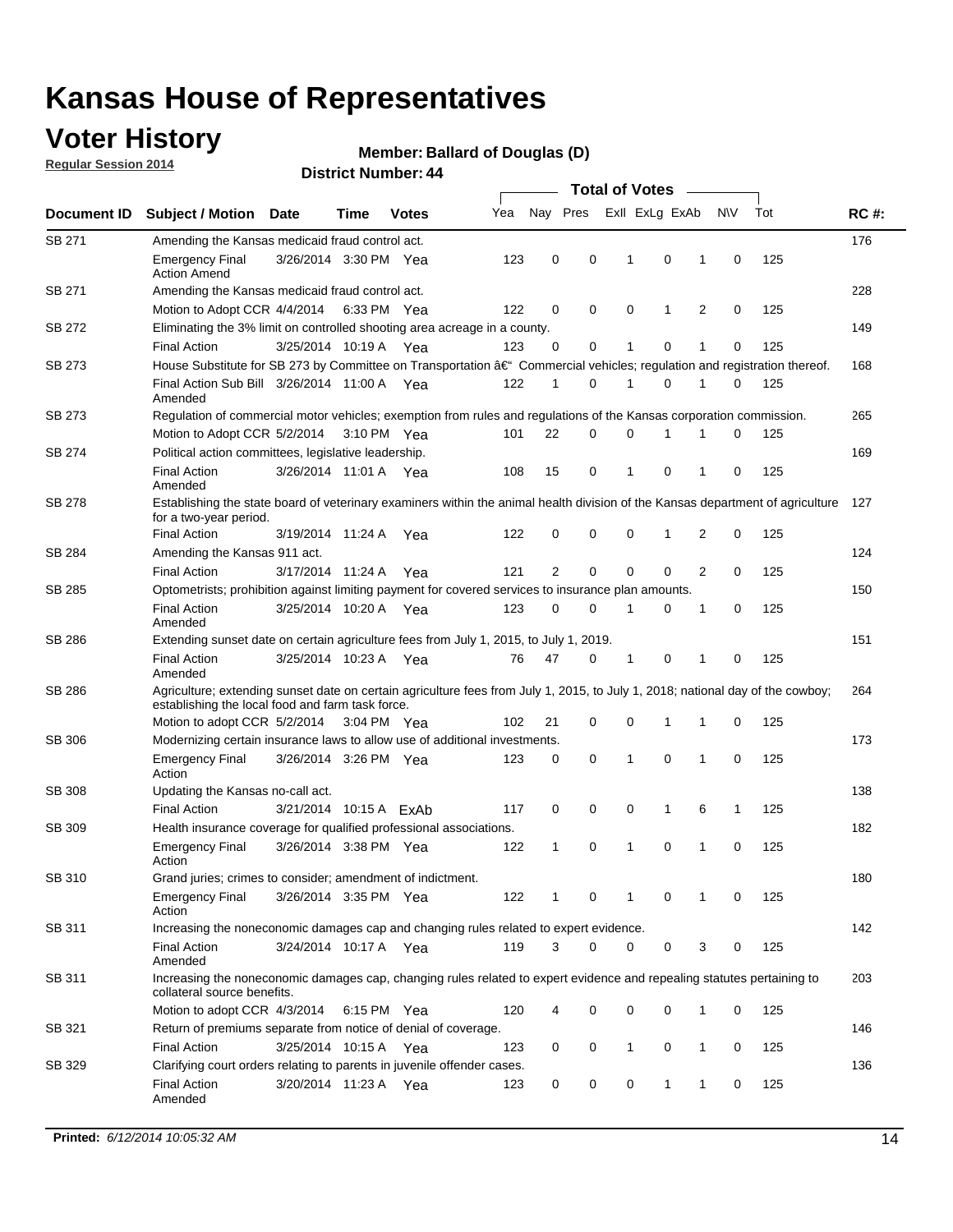# Kansas House of Representatives

## Voter History

**Regular Session 2014**

**Member: Ballard of Douglas (D)**

**District Number: 44**

| Document ID | Subject / Motion | Date | Time | Votes | Yea | Nay | Pres | ExlI | ExLg | ExAb | N\V | Tot | RC #: |
|---|---|---|---|---|---|---|---|---|---|---|---|---|---|
| SB 271 | Amending the Kansas medicaid fraud control act. | | | | | | | | | | | | 176 |
| | Emergency Final Action Amend | 3/26/2014 | 3:30 PM | Yea | 123 | 0 | 0 | 1 | 0 | 1 | 0 | 125 | |
| SB 271 | Amending the Kansas medicaid fraud control act. | | | | | | | | | | | | 228 |
| | Motion to Adopt CCR | 4/4/2014 | 6:33 PM | Yea | 122 | 0 | 0 | 0 | 1 | 2 | 0 | 125 | |
| SB 272 | Eliminating the 3% limit on controlled shooting area acreage in a county. | | | | | | | | | | | | 149 |
| | Final Action | 3/25/2014 | 10:19 A | Yea | 123 | 0 | 0 | 1 | 0 | 1 | 0 | 125 | |
| SB 273 | House Substitute for SB 273 by Committee on Transportation â€“ Commercial vehicles; regulation and registration thereof. | | | | | | | | | | | | 168 |
| | Final Action Sub Bill Amended | 3/26/2014 | 11:00 A | Yea | 122 | 1 | 0 | 1 | 0 | 1 | 0 | 125 | |
| SB 273 | Regulation of commercial motor vehicles; exemption from rules and regulations of the Kansas corporation commission. | | | | | | | | | | | | 265 |
| | Motion to Adopt CCR | 5/2/2014 | 3:10 PM | Yea | 101 | 22 | 0 | 0 | 1 | 1 | 0 | 125 | |
| SB 274 | Political action committees, legislative leadership. | | | | | | | | | | | | 169 |
| | Final Action Amended | 3/26/2014 | 11:01 A | Yea | 108 | 15 | 0 | 1 | 0 | 1 | 0 | 125 | |
| SB 278 | Establishing the state board of veterinary examiners within the animal health division of the Kansas department of agriculture for a two-year period. | | | | | | | | | | | | 127 |
| | Final Action | 3/19/2014 | 11:24 A | Yea | 122 | 0 | 0 | 0 | 1 | 2 | 0 | 125 | |
| SB 284 | Amending the Kansas 911 act. | | | | | | | | | | | | 124 |
| | Final Action | 3/17/2014 | 11:24 A | Yea | 121 | 2 | 0 | 0 | 0 | 2 | 0 | 125 | |
| SB 285 | Optometrists; prohibition against limiting payment for covered services to insurance plan amounts. | | | | | | | | | | | | 150 |
| | Final Action Amended | 3/25/2014 | 10:20 A | Yea | 123 | 0 | 0 | 1 | 0 | 1 | 0 | 125 | |
| SB 286 | Extending sunset date on certain agriculture fees from July 1, 2015, to July 1, 2019. | | | | | | | | | | | | 151 |
| | Final Action Amended | 3/25/2014 | 10:23 A | Yea | 76 | 47 | 0 | 1 | 0 | 1 | 0 | 125 | |
| SB 286 | Agriculture; extending sunset date on certain agriculture fees from July 1, 2015, to July 1, 2018; national day of the cowboy; establishing the local food and farm task force. | | | | | | | | | | | | 264 |
| | Motion to adopt CCR | 5/2/2014 | 3:04 PM | Yea | 102 | 21 | 0 | 0 | 1 | 1 | 0 | 125 | |
| SB 306 | Modernizing certain insurance laws to allow use of additional investments. | | | | | | | | | | | | 173 |
| | Emergency Final Action | 3/26/2014 | 3:26 PM | Yea | 123 | 0 | 0 | 1 | 0 | 1 | 0 | 125 | |
| SB 308 | Updating the Kansas no-call act. | | | | | | | | | | | | 138 |
| | Final Action | 3/21/2014 | 10:15 A | ExAb | 117 | 0 | 0 | 0 | 1 | 6 | 1 | 125 | |
| SB 309 | Health insurance coverage for qualified professional associations. | | | | | | | | | | | | 182 |
| | Emergency Final Action | 3/26/2014 | 3:38 PM | Yea | 122 | 1 | 0 | 1 | 0 | 1 | 0 | 125 | |
| SB 310 | Grand juries; crimes to consider; amendment of indictment. | | | | | | | | | | | | 180 |
| | Emergency Final Action | 3/26/2014 | 3:35 PM | Yea | 122 | 1 | 0 | 1 | 0 | 1 | 0 | 125 | |
| SB 311 | Increasing the noneconomic damages cap and changing rules related to expert evidence. | | | | | | | | | | | | 142 |
| | Final Action Amended | 3/24/2014 | 10:17 A | Yea | 119 | 3 | 0 | 0 | 0 | 3 | 0 | 125 | |
| SB 311 | Increasing the noneconomic damages cap, changing rules related to expert evidence and repealing statutes pertaining to collateral source benefits. | | | | | | | | | | | | 203 |
| | Motion to adopt CCR | 4/3/2014 | 6:15 PM | Yea | 120 | 4 | 0 | 0 | 0 | 1 | 0 | 125 | |
| SB 321 | Return of premiums separate from notice of denial of coverage. | | | | | | | | | | | | 146 |
| | Final Action | 3/25/2014 | 10:15 A | Yea | 123 | 0 | 0 | 1 | 0 | 1 | 0 | 125 | |
| SB 329 | Clarifying court orders relating to parents in juvenile offender cases. | | | | | | | | | | | | 136 |
| | Final Action Amended | 3/20/2014 | 11:23 A | Yea | 123 | 0 | 0 | 0 | 1 | 1 | 0 | 125 | |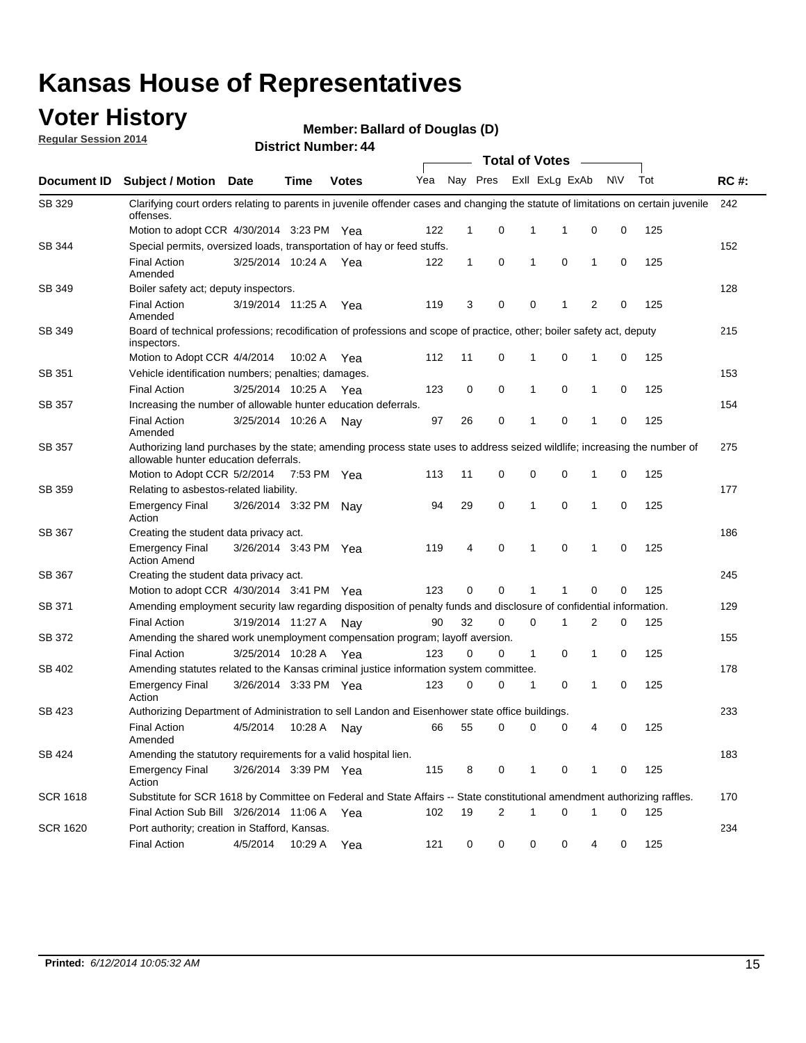# Kansas House of Representatives

## Voter History

**Regular Session 2014**

**Member: Ballard of Douglas (D)**

**District Number: 44**

| Document ID | Subject / Motion | Date | Time | Votes | Yea | Nay | Pres | ExII | ExLg | ExAb | N\V | Tot | RC #: |
|---|---|---|---|---|---|---|---|---|---|---|---|---|---|
| SB 329 | Clarifying court orders relating to parents in juvenile offender cases and changing the statute of limitations on certain juvenile offenses. | | | | | | | | | | | | 242 |
| | Motion to adopt CCR | 4/30/2014 | 3:23 PM | Yea | 122 | 1 | 0 | 1 | 1 | 0 | 0 | 125 | |
| SB 344 | Special permits, oversized loads, transportation of hay or feed stuffs. | | | | | | | | | | | | 152 |
| | Final Action Amended | 3/25/2014 | 10:24 A | Yea | 122 | 1 | 0 | 1 | 0 | 1 | 0 | 125 | |
| SB 349 | Boiler safety act; deputy inspectors. | | | | | | | | | | | | 128 |
| | Final Action Amended | 3/19/2014 | 11:25 A | Yea | 119 | 3 | 0 | 0 | 1 | 2 | 0 | 125 | |
| SB 349 | Board of technical professions; recodification of professions and scope of practice, other; boiler safety act, deputy inspectors. | | | | | | | | | | | | 215 |
| | Motion to Adopt CCR | 4/4/2014 | 10:02 A | Yea | 112 | 11 | 0 | 1 | 0 | 1 | 0 | 125 | |
| SB 351 | Vehicle identification numbers; penalties; damages. | | | | | | | | | | | | 153 |
| | Final Action | 3/25/2014 | 10:25 A | Yea | 123 | 0 | 0 | 1 | 0 | 1 | 0 | 125 | |
| SB 357 | Increasing the number of allowable hunter education deferrals. | | | | | | | | | | | | 154 |
| | Final Action Amended | 3/25/2014 | 10:26 A | Nay | 97 | 26 | 0 | 1 | 0 | 1 | 0 | 125 | |
| SB 357 | Authorizing land purchases by the state; amending process state uses to address seized wildlife; increasing the number of allowable hunter education deferrals. | | | | | | | | | | | | 275 |
| | Motion to Adopt CCR | 5/2/2014 | 7:53 PM | Yea | 113 | 11 | 0 | 0 | 0 | 1 | 0 | 125 | |
| SB 359 | Relating to asbestos-related liability. | | | | | | | | | | | | 177 |
| | Emergency Final Action | 3/26/2014 | 3:32 PM | Nay | 94 | 29 | 0 | 1 | 0 | 1 | 0 | 125 | |
| SB 367 | Creating the student data privacy act. | | | | | | | | | | | | 186 |
| | Emergency Final Action Amend | 3/26/2014 | 3:43 PM | Yea | 119 | 4 | 0 | 1 | 0 | 1 | 0 | 125 | |
| SB 367 | Creating the student data privacy act. | | | | | | | | | | | | 245 |
| | Motion to adopt CCR | 4/30/2014 | 3:41 PM | Yea | 123 | 0 | 0 | 1 | 1 | 0 | 0 | 125 | |
| SB 371 | Amending employment security law regarding disposition of penalty funds and disclosure of confidential information. | | | | | | | | | | | | 129 |
| | Final Action | 3/19/2014 | 11:27 A | Nay | 90 | 32 | 0 | 0 | 1 | 2 | 0 | 125 | |
| SB 372 | Amending the shared work unemployment compensation program; layoff aversion. | | | | | | | | | | | | 155 |
| | Final Action | 3/25/2014 | 10:28 A | Yea | 123 | 0 | 0 | 1 | 0 | 1 | 0 | 125 | |
| SB 402 | Amending statutes related to the Kansas criminal justice information system committee. | | | | | | | | | | | | 178 |
| | Emergency Final Action | 3/26/2014 | 3:33 PM | Yea | 123 | 0 | 0 | 1 | 0 | 1 | 0 | 125 | |
| SB 423 | Authorizing Department of Administration to sell Landon and Eisenhower state office buildings. | | | | | | | | | | | | 233 |
| | Final Action Amended | 4/5/2014 | 10:28 A | Nay | 66 | 55 | 0 | 0 | 0 | 4 | 0 | 125 | |
| SB 424 | Amending the statutory requirements for a valid hospital lien. | | | | | | | | | | | | 183 |
| | Emergency Final Action | 3/26/2014 | 3:39 PM | Yea | 115 | 8 | 0 | 1 | 0 | 1 | 0 | 125 | |
| SCR 1618 | Substitute for SCR 1618 by Committee on Federal and State Affairs -- State constitutional amendment authorizing raffles. | | | | | | | | | | | | 170 |
| | Final Action Sub Bill | 3/26/2014 | 11:06 A | Yea | 102 | 19 | 2 | 1 | 0 | 1 | 0 | 125 | |
| SCR 1620 | Port authority; creation in Stafford, Kansas. | | | | | | | | | | | | 234 |
| | Final Action | 4/5/2014 | 10:29 A | Yea | 121 | 0 | 0 | 0 | 0 | 4 | 0 | 125 | |

**Printed:** *6/12/2014 10:05:32 AM*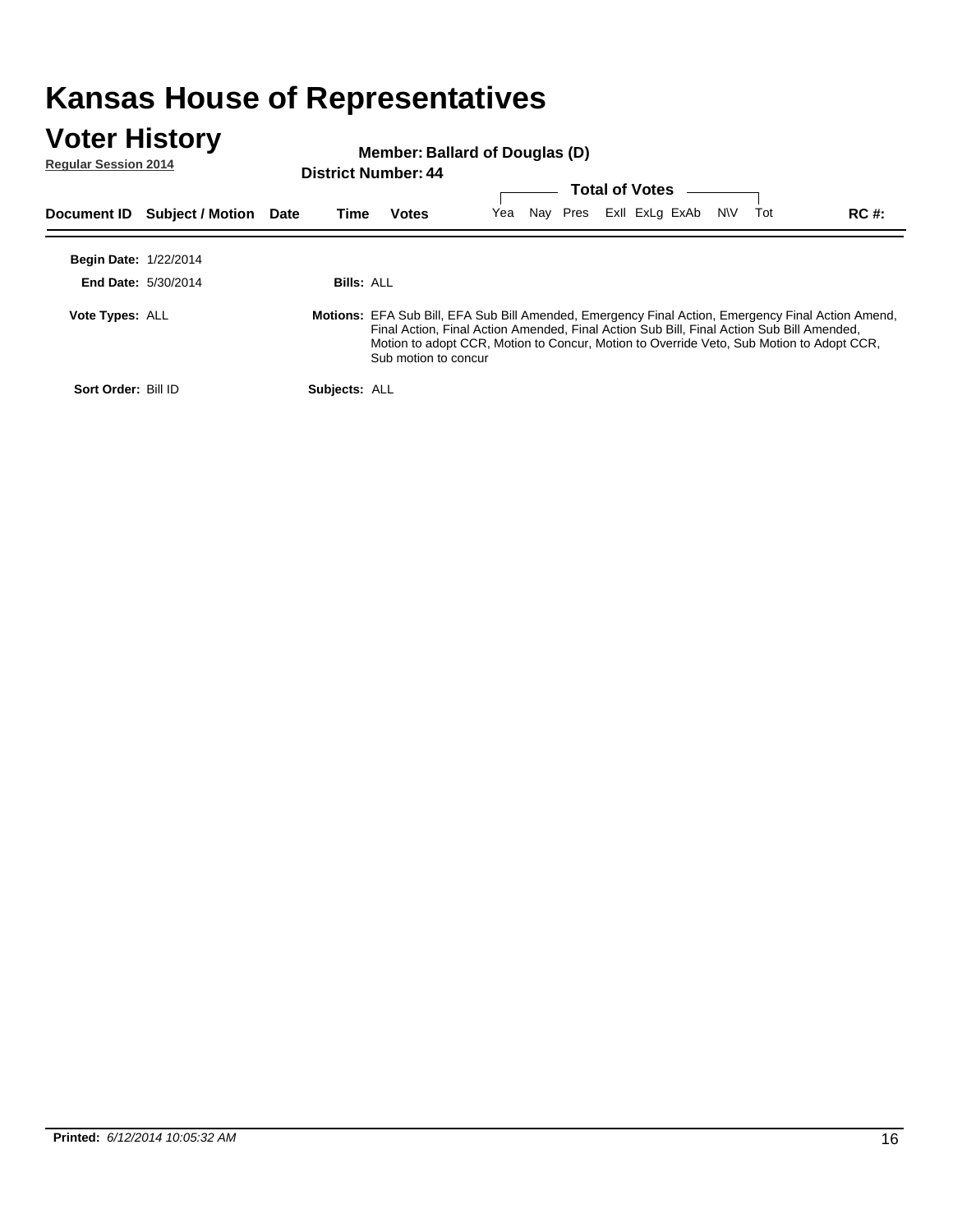# Kansas House of Representatives

## Voter History

**Regular Session 2014**

**Member: Ballard of Douglas (D)**

**District Number: 44**

| Document ID | Subject / Motion | Date | Time | Votes | Total of Votes | | | | | | | | RC #: |
|---|---|---|---|---|---|---|---|---|---|---|---|---|---|
| | | | | | Yea | Nay | Pres | ExII | ExLg | ExAb | N\V | Tot | |

**Begin Date:** 1/22/2014

**End Date:** 5/30/2014

**Bills:** ALL

**Vote Types:** ALL

**Motions:** EFA Sub Bill, EFA Sub Bill Amended, Emergency Final Action, Emergency Final Action Amend, Final Action, Final Action Amended, Final Action Sub Bill, Final Action Sub Bill Amended, Motion to adopt CCR, Motion to Concur, Motion to Override Veto, Sub Motion to Adopt CCR, Sub motion to concur

**Sort Order:** Bill ID

**Subjects:** ALL

**Printed:** *6/12/2014 10:05:32 AM*